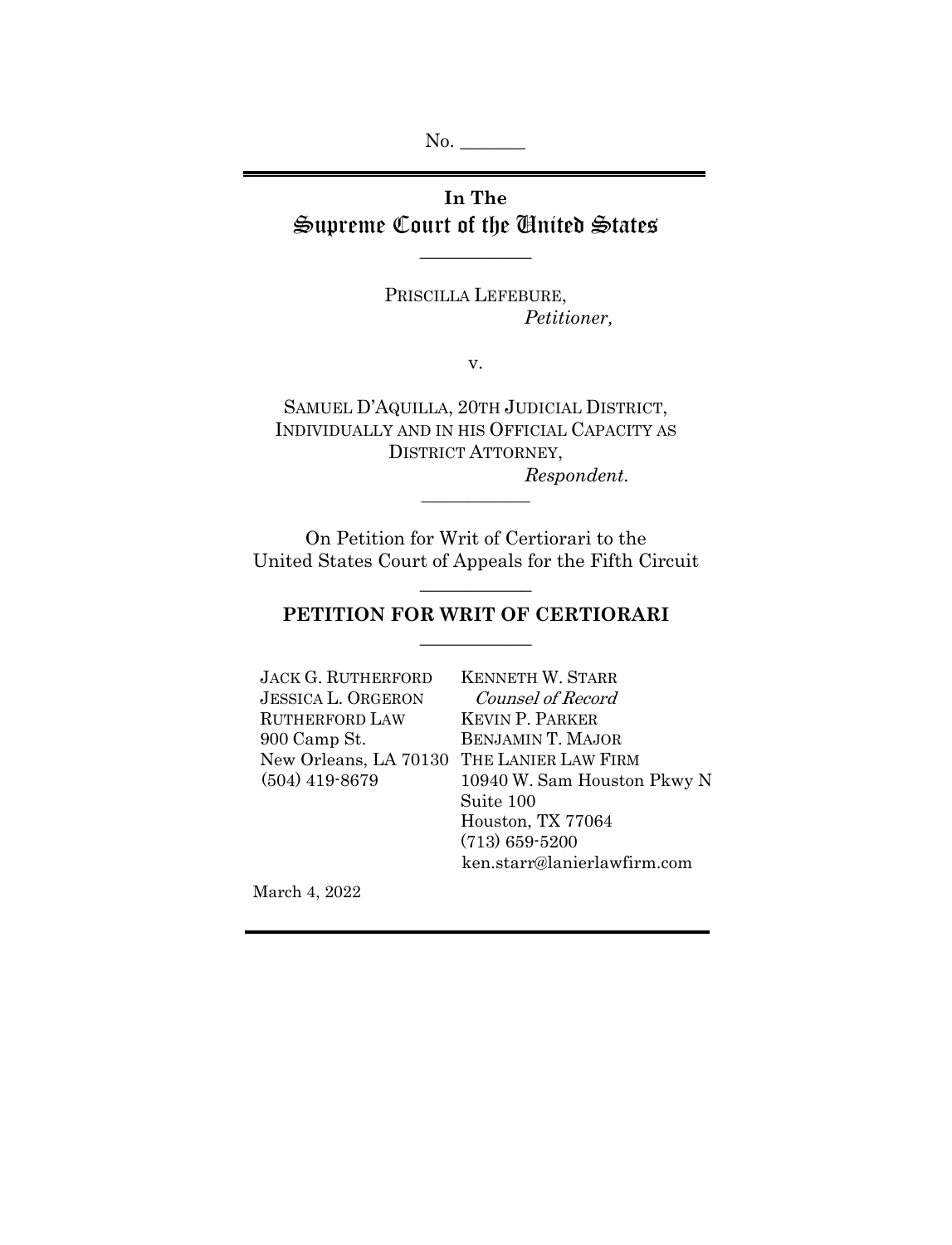No. _______

# In The Supreme Court of the United States

---

PRISCILLA LEFEBURE,
*Petitioner,*

v.

SAMUEL D'AQUILLA, 20TH JUDICIAL DISTRICT, INDIVIDUALLY AND IN HIS OFFICIAL CAPACITY AS DISTRICT ATTORNEY,
*Respondent.*

---

On Petition for Writ of Certiorari to the United States Court of Appeals for the Fifth Circuit

---

## PETITION FOR WRIT OF CERTIORARI

---

JACK G. RUTHERFORD
JESSICA L. ORGERON
RUTHERFORD LAW
900 Camp St.
New Orleans, LA 70130
(504) 419-8679

KENNETH W. STARR
*Counsel of Record*
KEVIN P. PARKER
BENJAMIN T. MAJOR
THE LANIER LAW FIRM
10940 W. Sam Houston Pkwy N
Suite 100
Houston, TX 77064
(713) 659-5200
ken.starr@lanierlawfirm.com

March 4, 2022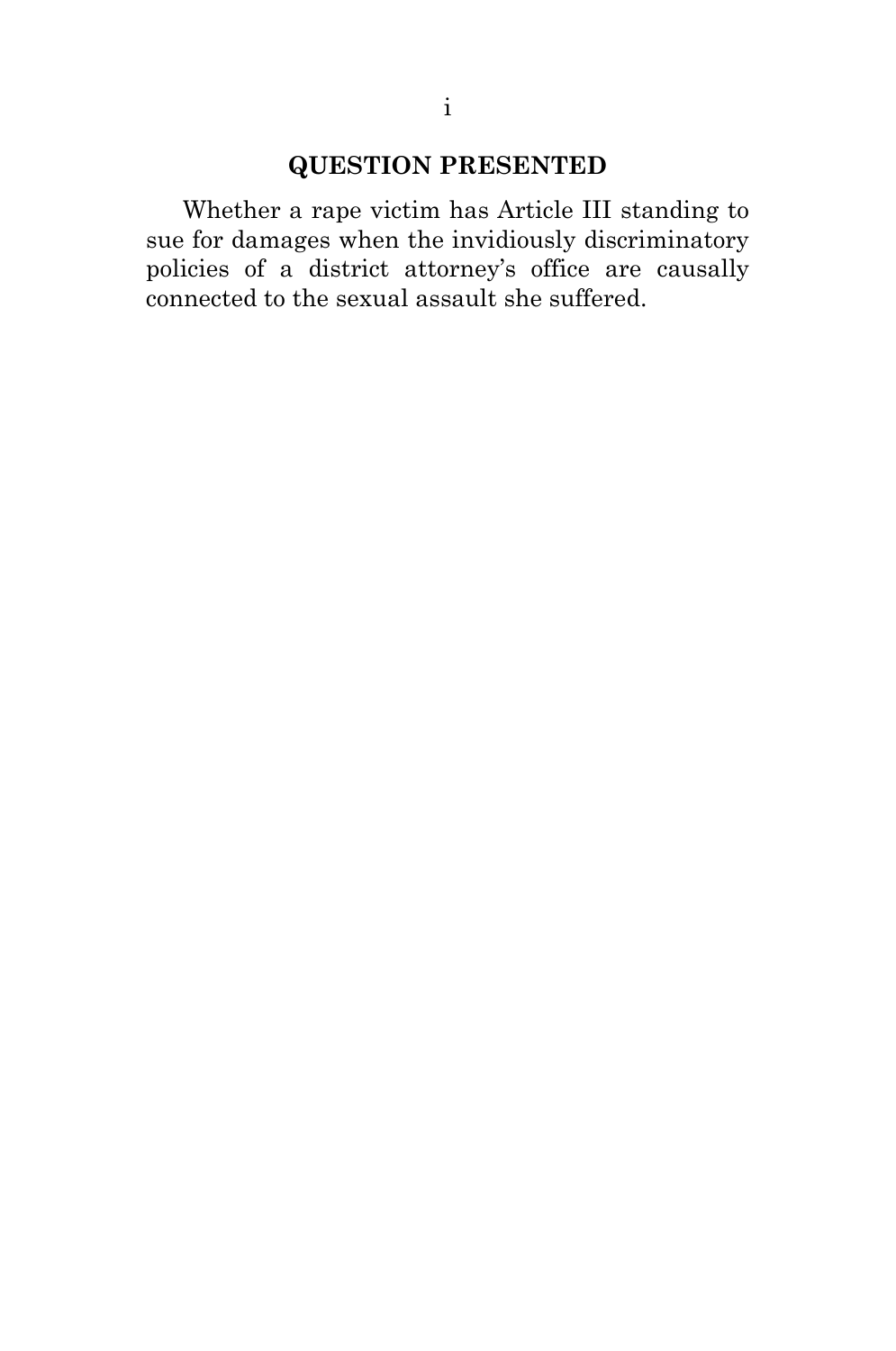## QUESTION PRESENTED

Whether a rape victim has Article III standing to sue for damages when the invidiously discriminatory policies of a district attorney's office are causally connected to the sexual assault she suffered.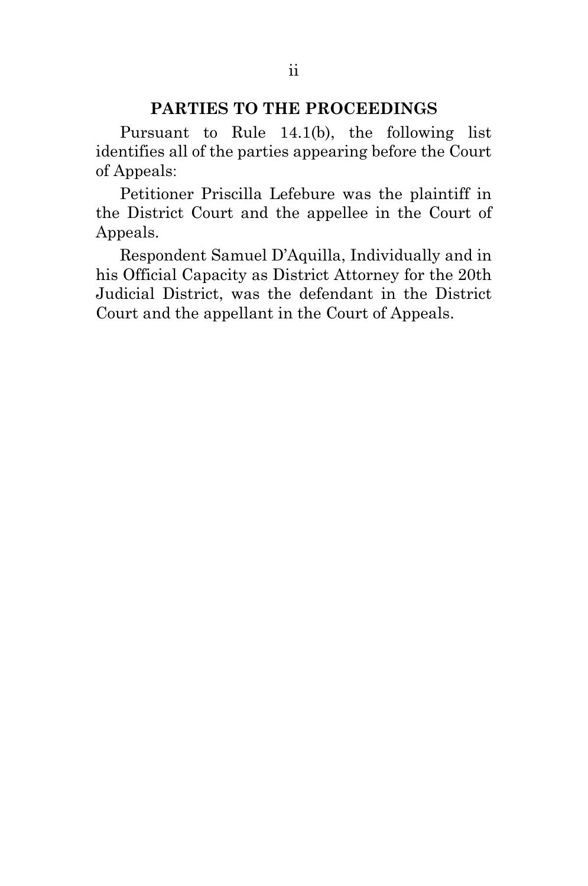## PARTIES TO THE PROCEEDINGS

Pursuant to Rule 14.1(b), the following list identifies all of the parties appearing before the Court of Appeals:

Petitioner Priscilla Lefebure was the plaintiff in the District Court and the appellee in the Court of Appeals.

Respondent Samuel D'Aquilla, Individually and in his Official Capacity as District Attorney for the 20th Judicial District, was the defendant in the District Court and the appellant in the Court of Appeals.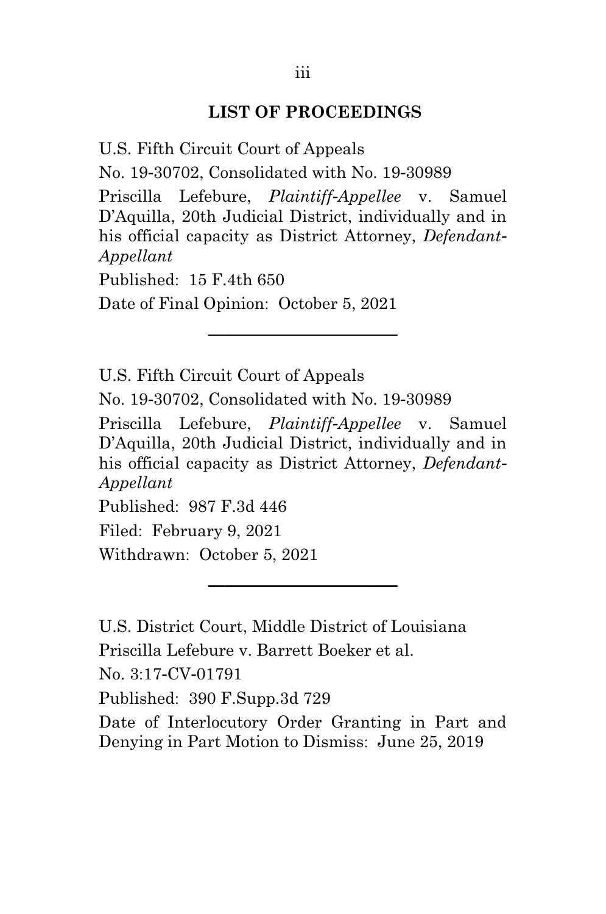## LIST OF PROCEEDINGS

U.S. Fifth Circuit Court of Appeals

No. 19-30702, Consolidated with No. 19-30989

Priscilla Lefebure, *Plaintiff-Appellee* v. Samuel D'Aquilla, 20th Judicial District, individually and in his official capacity as District Attorney, *Defendant-Appellant*

Published: 15 F.4th 650

Date of Final Opinion: October 5, 2021

---

U.S. Fifth Circuit Court of Appeals

No. 19-30702, Consolidated with No. 19-30989

Priscilla Lefebure, *Plaintiff-Appellee* v. Samuel D'Aquilla, 20th Judicial District, individually and in his official capacity as District Attorney, *Defendant-Appellant*

Published: 987 F.3d 446

Filed: February 9, 2021

Withdrawn: October 5, 2021

---

U.S. District Court, Middle District of Louisiana

Priscilla Lefebure v. Barrett Boeker et al.

No. 3:17-CV-01791

Published: 390 F.Supp.3d 729

Date of Interlocutory Order Granting in Part and Denying in Part Motion to Dismiss: June 25, 2019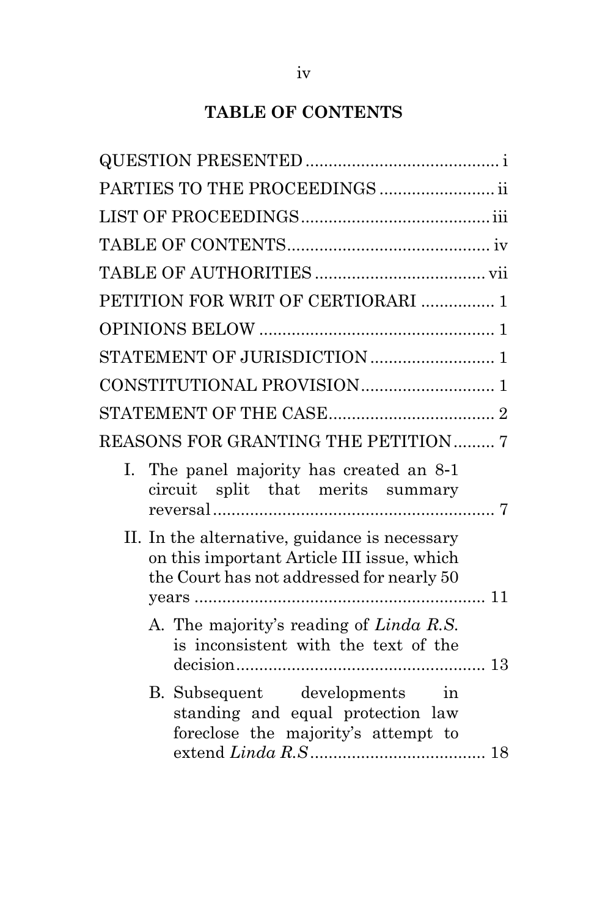## TABLE OF CONTENTS

QUESTION PRESENTED .......................................... i

PARTIES TO THE PROCEEDINGS ......................... ii

LIST OF PROCEEDINGS ......................................... iii

TABLE OF CONTENTS ............................................ iv

TABLE OF AUTHORITIES ..................................... vii

PETITION FOR WRIT OF CERTIORARI ................ 1

OPINIONS BELOW .................................................... 1

STATEMENT OF JURISDICTION ........................... 1

CONSTITUTIONAL PROVISION ............................. 1

STATEMENT OF THE CASE .................................... 2

REASONS FOR GRANTING THE PETITION ......... 7

- I. The panel majority has created an 8-1 circuit split that merits summary reversal ............................................................. 7
- II. In the alternative, guidance is necessary on this important Article III issue, which the Court has not addressed for nearly 50 years ................................................................ 11
  - A. The majority's reading of *Linda R.S.* is inconsistent with the text of the decision ....................................................... 13
  - B. Subsequent developments in standing and equal protection law foreclose the majority's attempt to extend *Linda R.S* ...................................... 18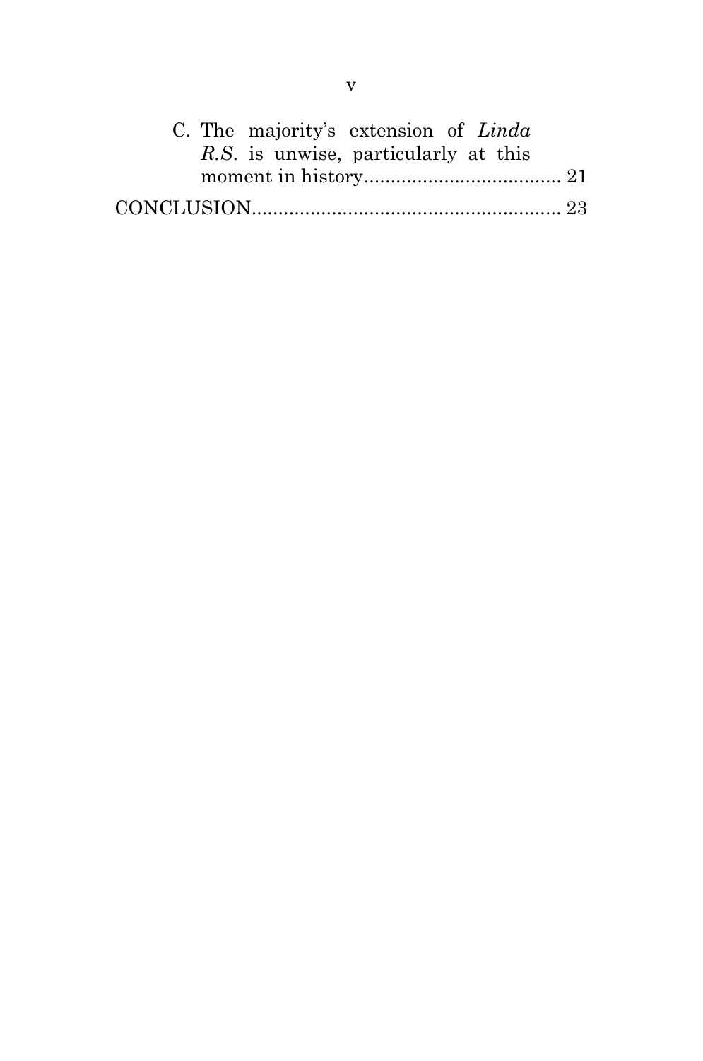C. The majority's extension of *Linda R.S.* is unwise, particularly at this moment in history..................................... 21

CONCLUSION.......................................................... 23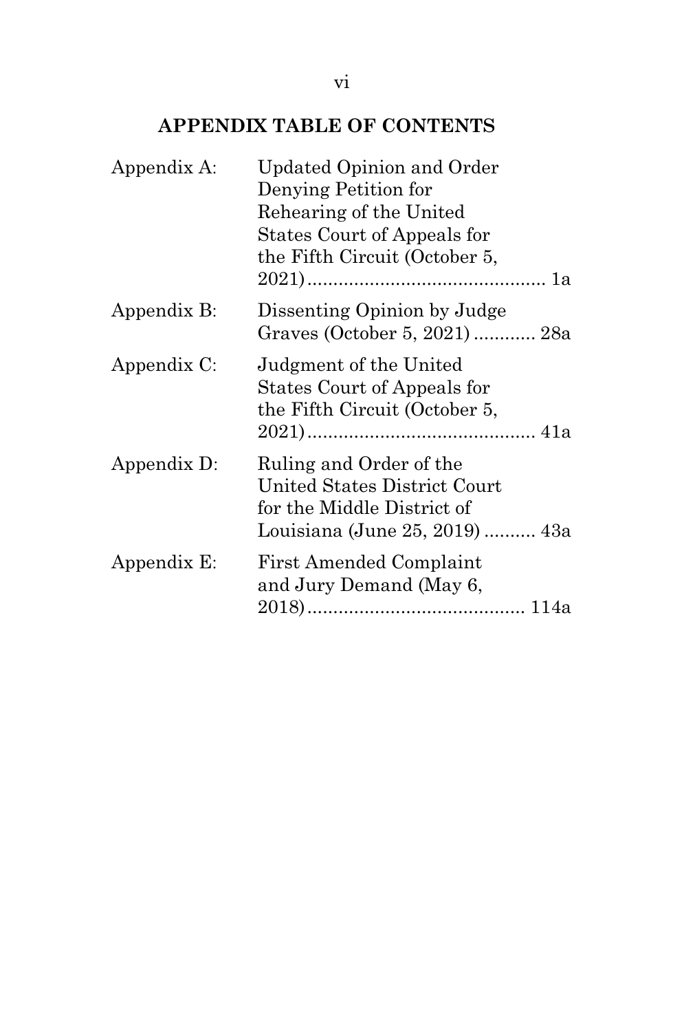## APPENDIX TABLE OF CONTENTS

| | | |
|---|---|---|
| Appendix A: | Updated Opinion and Order Denying Petition for Rehearing of the United States Court of Appeals for the Fifth Circuit (October 5, 2021) | 1a |
| Appendix B: | Dissenting Opinion by Judge Graves (October 5, 2021) | 28a |
| Appendix C: | Judgment of the United States Court of Appeals for the Fifth Circuit (October 5, 2021) | 41a |
| Appendix D: | Ruling and Order of the United States District Court for the Middle District of Louisiana (June 25, 2019) | 43a |
| Appendix E: | First Amended Complaint and Jury Demand (May 6, 2018) | 114a |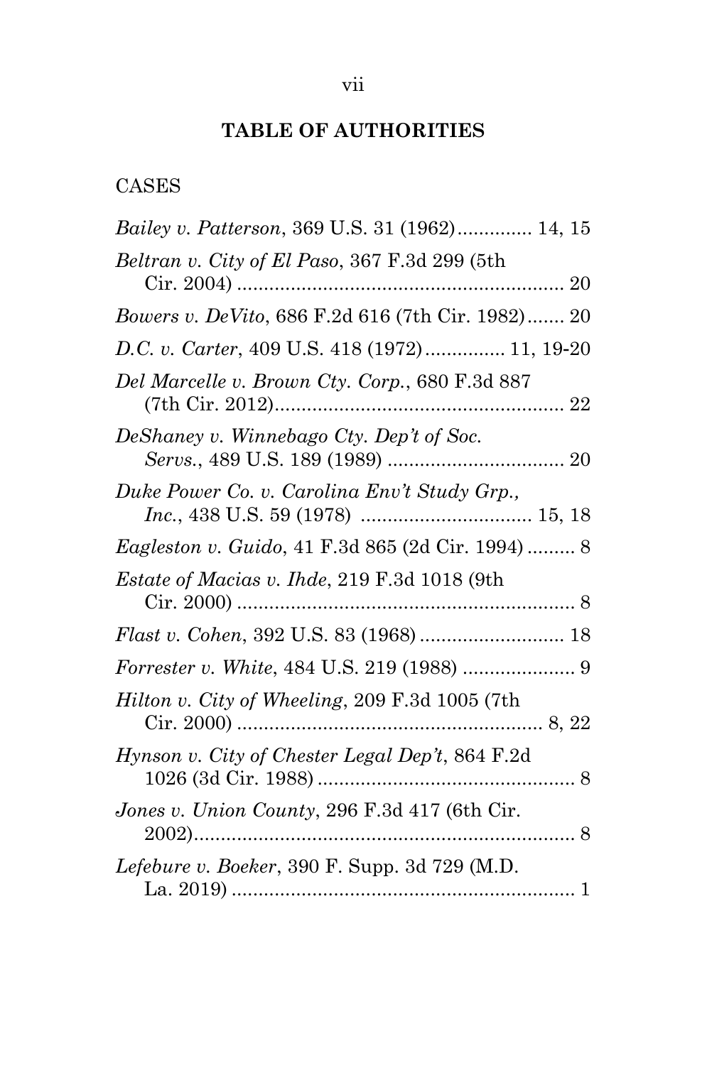# TABLE OF AUTHORITIES

## CASES

*Bailey v. Patterson*, 369 U.S. 31 (1962) ............. 14, 15

*Beltran v. City of El Paso*, 367 F.3d 299 (5th Cir. 2004) ............................................................ 20

*Bowers v. DeVito*, 686 F.2d 616 (7th Cir. 1982) ....... 20

*D.C. v. Carter*, 409 U.S. 418 (1972) ............... 11, 19-20

*Del Marcelle v. Brown Cty. Corp.*, 680 F.3d 887 (7th Cir. 2012) ...................................................... 22

*DeShaney v. Winnebago Cty. Dep't of Soc. Servs.*, 489 U.S. 189 (1989) ................................. 20

*Duke Power Co. v. Carolina Env't Study Grp., Inc.*, 438 U.S. 59 (1978) ................................ 15, 18

*Eagleston v. Guido*, 41 F.3d 865 (2d Cir. 1994) ......... 8

*Estate of Macias v. Ihde*, 219 F.3d 1018 (9th Cir. 2000) .............................................................. 8

*Flast v. Cohen*, 392 U.S. 83 (1968) ........................... 18

*Forrester v. White*, 484 U.S. 219 (1988) ..................... 9

*Hilton v. City of Wheeling*, 209 F.3d 1005 (7th Cir. 2000) ......................................................... 8, 22

*Hynson v. City of Chester Legal Dep't*, 864 F.2d 1026 (3d Cir. 1988) ................................................ 8

*Jones v. Union County*, 296 F.3d 417 (6th Cir. 2002) ....................................................................... 8

*Lefebure v. Boeker*, 390 F. Supp. 3d 729 (M.D. La. 2019) ................................................................ 1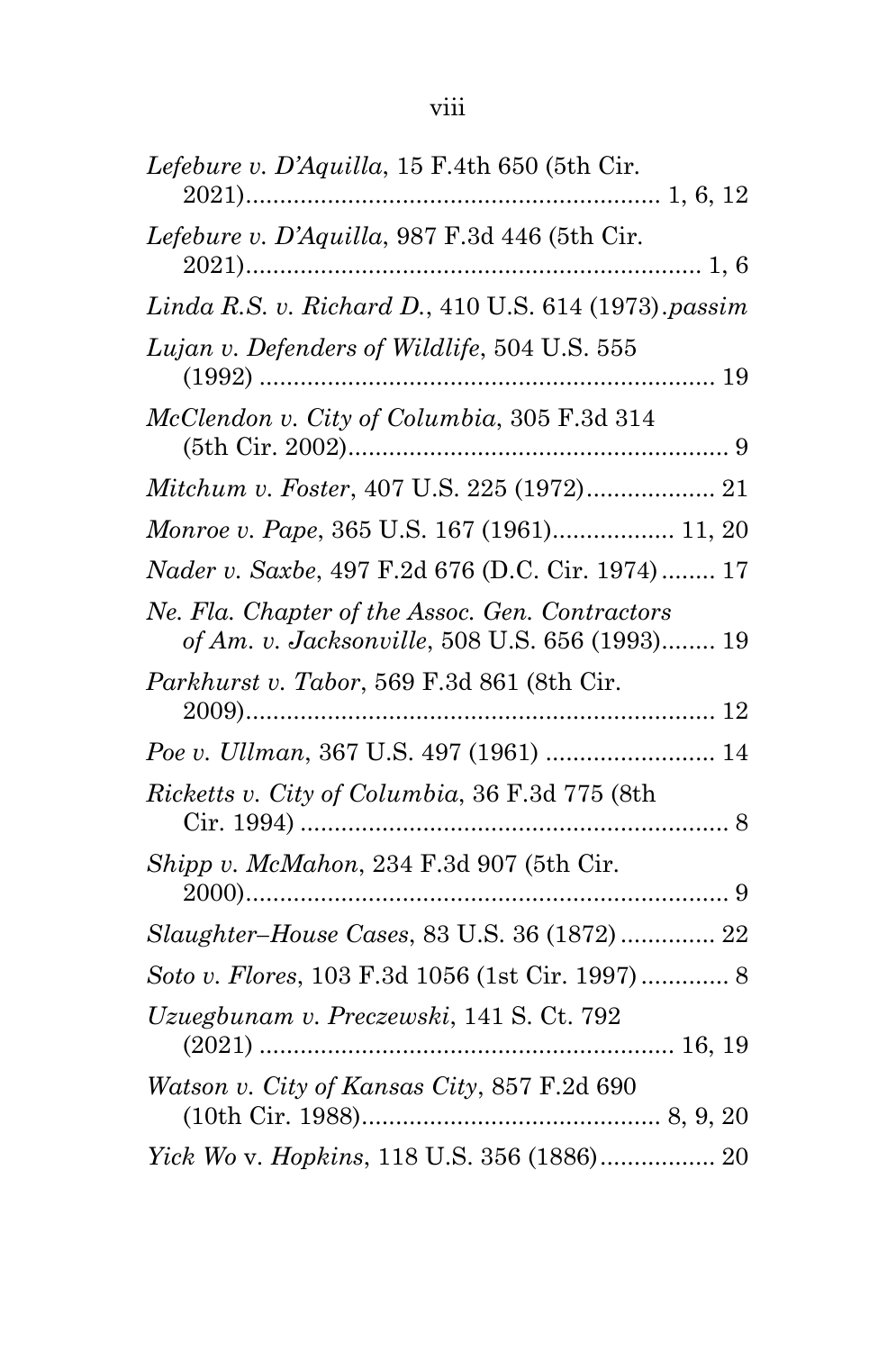*Lefebure v. D'Aquilla*, 15 F.4th 650 (5th Cir. 2021)............................................................ 1, 6, 12

*Lefebure v. D'Aquilla*, 987 F.3d 446 (5th Cir. 2021)................................................................... 1, 6

*Linda R.S. v. Richard D.*, 410 U.S. 614 (1973).*passim*

*Lujan v. Defenders of Wildlife*, 504 U.S. 555 (1992) ................................................................... 19

*McClendon v. City of Columbia*, 305 F.3d 314 (5th Cir. 2002)........................................................ 9

*Mitchum v. Foster*, 407 U.S. 225 (1972)................... 21

*Monroe v. Pape*, 365 U.S. 167 (1961).................. 11, 20

*Nader v. Saxbe*, 497 F.2d 676 (D.C. Cir. 1974)........ 17

*Ne. Fla. Chapter of the Assoc. Gen. Contractors of Am. v. Jacksonville*, 508 U.S. 656 (1993)........ 19

*Parkhurst v. Tabor*, 569 F.3d 861 (8th Cir. 2009)..................................................................... 12

*Poe v. Ullman*, 367 U.S. 497 (1961) ......................... 14

*Ricketts v. City of Columbia*, 36 F.3d 775 (8th Cir. 1994) ............................................................... 8

*Shipp v. McMahon*, 234 F.3d 907 (5th Cir. 2000)...................................................................... 9

*Slaughter–House Cases*, 83 U.S. 36 (1872).............. 22

*Soto v. Flores*, 103 F.3d 1056 (1st Cir. 1997)............. 8

*Uzuegbunam v. Preczewski*, 141 S. Ct. 792 (2021) ............................................................ 16, 19

*Watson v. City of Kansas City*, 857 F.2d 690 (10th Cir. 1988)............................................ 8, 9, 20

*Yick Wo* v. *Hopkins*, 118 U.S. 356 (1886)................. 20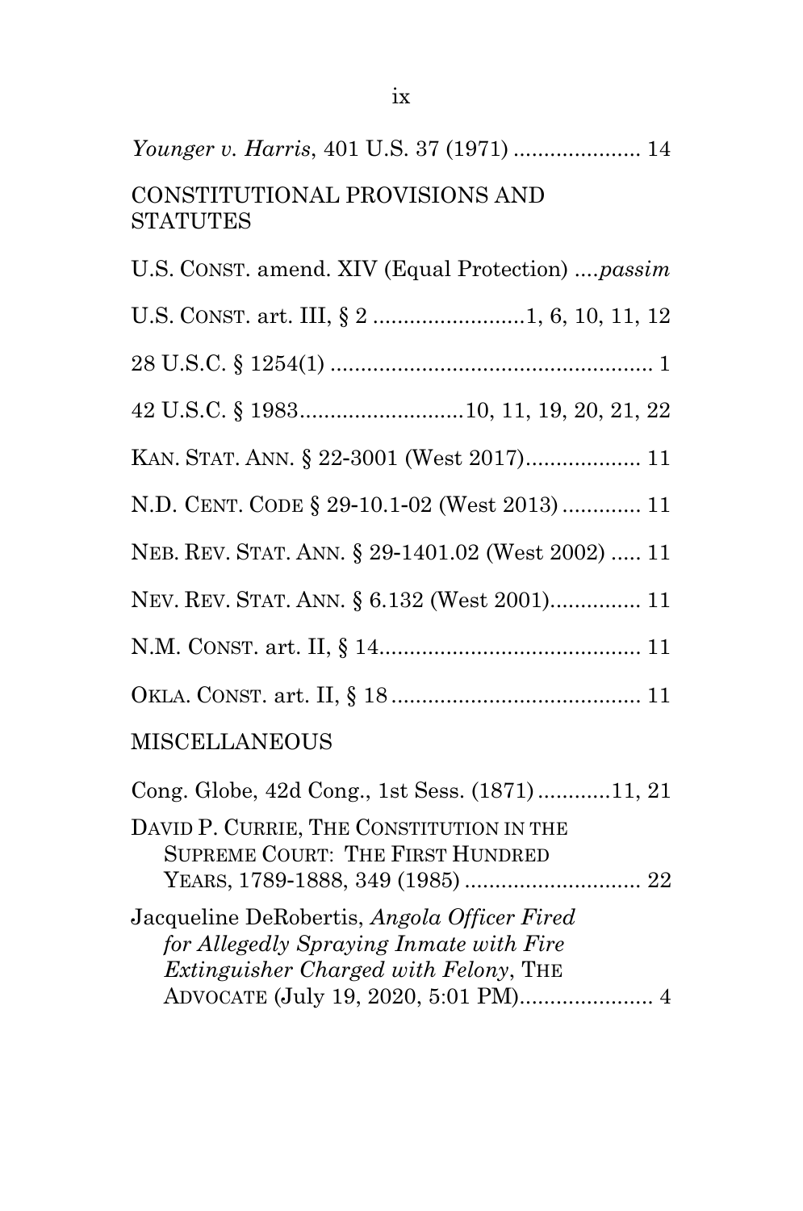*Younger v. Harris*, 401 U.S. 37 (1971) ..................... 14

CONSTITUTIONAL PROVISIONS AND STATUTES

U.S. CONST. amend. XIV (Equal Protection) ....*passim*

U.S. CONST. art. III, § 2 .........................1, 6, 10, 11, 12

28 U.S.C. § 1254(1) ..................................................... 1

42 U.S.C. § 1983...........................10, 11, 19, 20, 21, 22

KAN. STAT. ANN. § 22-3001 (West 2017)................... 11

N.D. CENT. CODE § 29-10.1-02 (West 2013) ............. 11

NEB. REV. STAT. ANN. § 29-1401.02 (West 2002) ..... 11

NEV. REV. STAT. ANN. § 6.132 (West 2001)............... 11

N.M. CONST. art. II, § 14........................................... 11

OKLA. CONST. art. II, § 18 ......................................... 11

MISCELLANEOUS

Cong. Globe, 42d Cong., 1st Sess. (1871) ............11, 21

DAVID P. CURRIE, THE CONSTITUTION IN THE SUPREME COURT: THE FIRST HUNDRED YEARS, 1789-1888, 349 (1985) ............................. 22

Jacqueline DeRobertis, *Angola Officer Fired for Allegedly Spraying Inmate with Fire Extinguisher Charged with Felony*, THE ADVOCATE (July 19, 2020, 5:01 PM)...................... 4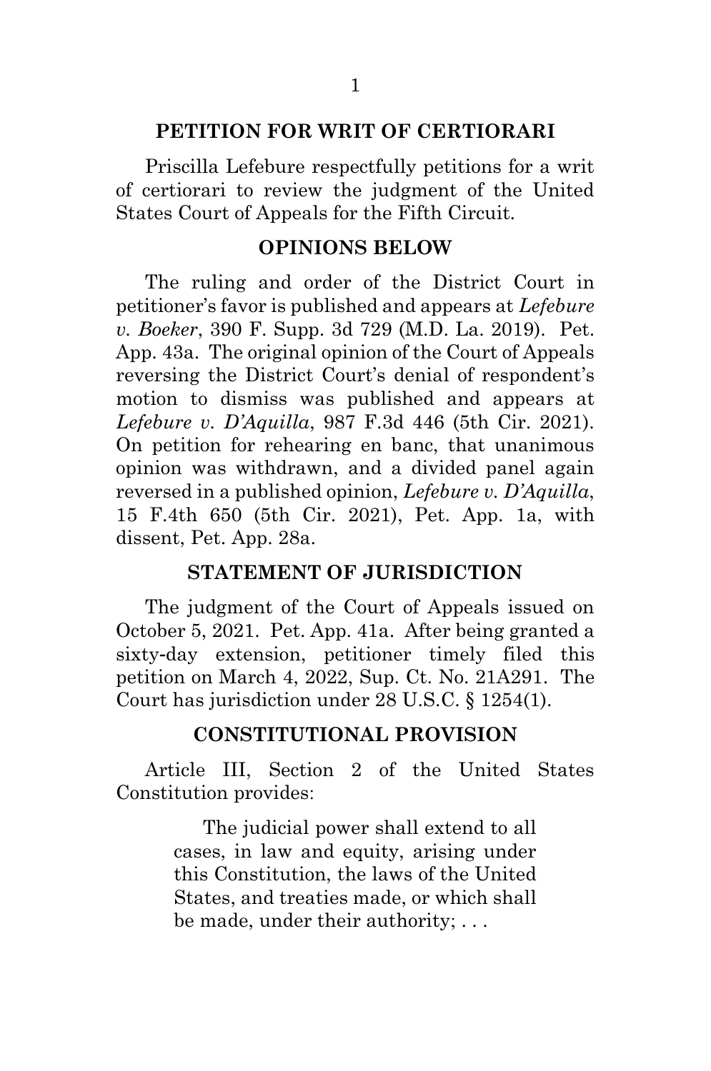## PETITION FOR WRIT OF CERTIORARI

Priscilla Lefebure respectfully petitions for a writ of certiorari to review the judgment of the United States Court of Appeals for the Fifth Circuit.

## OPINIONS BELOW

The ruling and order of the District Court in petitioner's favor is published and appears at *Lefebure v. Boeker*, 390 F. Supp. 3d 729 (M.D. La. 2019). Pet. App. 43a. The original opinion of the Court of Appeals reversing the District Court's denial of respondent's motion to dismiss was published and appears at *Lefebure v. D'Aquilla*, 987 F.3d 446 (5th Cir. 2021). On petition for rehearing en banc, that unanimous opinion was withdrawn, and a divided panel again reversed in a published opinion, *Lefebure v. D'Aquilla*, 15 F.4th 650 (5th Cir. 2021), Pet. App. 1a, with dissent, Pet. App. 28a.

## STATEMENT OF JURISDICTION

The judgment of the Court of Appeals issued on October 5, 2021. Pet. App. 41a. After being granted a sixty-day extension, petitioner timely filed this petition on March 4, 2022, Sup. Ct. No. 21A291. The Court has jurisdiction under 28 U.S.C. § 1254(1).

## CONSTITUTIONAL PROVISION

Article III, Section 2 of the United States Constitution provides:

> The judicial power shall extend to all cases, in law and equity, arising under this Constitution, the laws of the United States, and treaties made, or which shall be made, under their authority; . . .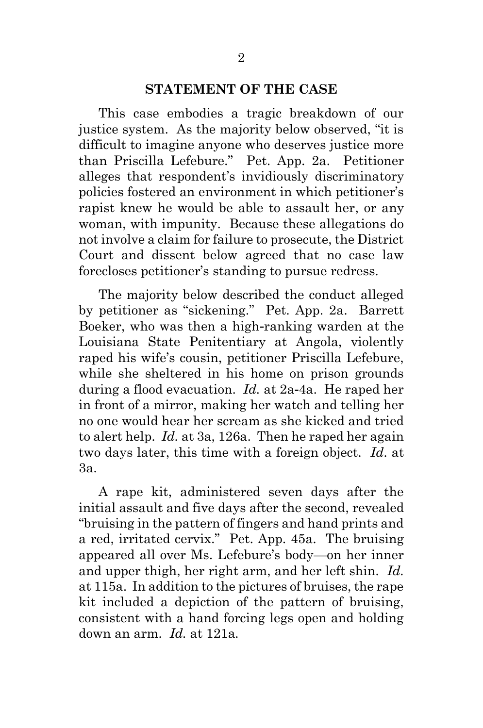## STATEMENT OF THE CASE

This case embodies a tragic breakdown of our justice system. As the majority below observed, "it is difficult to imagine anyone who deserves justice more than Priscilla Lefebure." Pet. App. 2a. Petitioner alleges that respondent's invidiously discriminatory policies fostered an environment in which petitioner's rapist knew he would be able to assault her, or any woman, with impunity. Because these allegations do not involve a claim for failure to prosecute, the District Court and dissent below agreed that no case law forecloses petitioner's standing to pursue redress.

The majority below described the conduct alleged by petitioner as "sickening." Pet. App. 2a. Barrett Boeker, who was then a high-ranking warden at the Louisiana State Penitentiary at Angola, violently raped his wife's cousin, petitioner Priscilla Lefebure, while she sheltered in his home on prison grounds during a flood evacuation. *Id.* at 2a-4a. He raped her in front of a mirror, making her watch and telling her no one would hear her scream as she kicked and tried to alert help. *Id.* at 3a, 126a. Then he raped her again two days later, this time with a foreign object. *Id.* at 3a.

A rape kit, administered seven days after the initial assault and five days after the second, revealed "bruising in the pattern of fingers and hand prints and a red, irritated cervix." Pet. App. 45a. The bruising appeared all over Ms. Lefebure's body—on her inner and upper thigh, her right arm, and her left shin. *Id.* at 115a. In addition to the pictures of bruises, the rape kit included a depiction of the pattern of bruising, consistent with a hand forcing legs open and holding down an arm. *Id.* at 121a.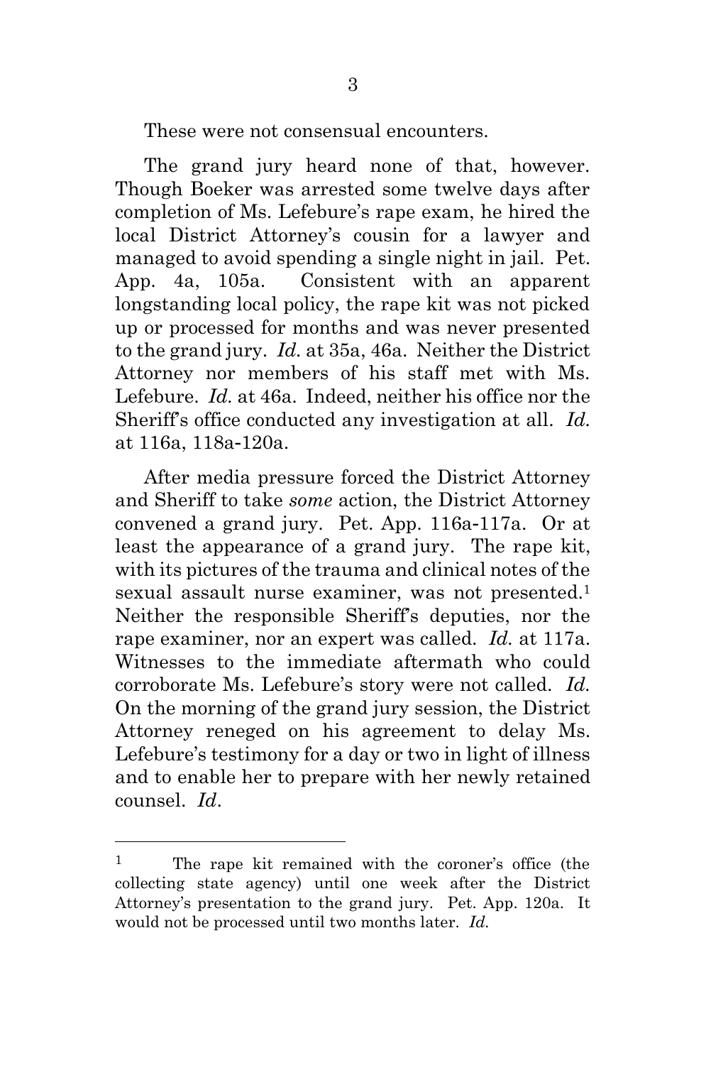These were not consensual encounters.

The grand jury heard none of that, however. Though Boeker was arrested some twelve days after completion of Ms. Lefebure's rape exam, he hired the local District Attorney's cousin for a lawyer and managed to avoid spending a single night in jail. Pet. App. 4a, 105a. Consistent with an apparent longstanding local policy, the rape kit was not picked up or processed for months and was never presented to the grand jury. *Id.* at 35a, 46a. Neither the District Attorney nor members of his staff met with Ms. Lefebure. *Id.* at 46a. Indeed, neither his office nor the Sheriff's office conducted any investigation at all. *Id.* at 116a, 118a-120a.

After media pressure forced the District Attorney and Sheriff to take *some* action, the District Attorney convened a grand jury. Pet. App. 116a-117a. Or at least the appearance of a grand jury. The rape kit, with its pictures of the trauma and clinical notes of the sexual assault nurse examiner, was not presented.[1] Neither the responsible Sheriff's deputies, nor the rape examiner, nor an expert was called. *Id.* at 117a. Witnesses to the immediate aftermath who could corroborate Ms. Lefebure's story were not called. *Id.* On the morning of the grand jury session, the District Attorney reneged on his agreement to delay Ms. Lefebure's testimony for a day or two in light of illness and to enable her to prepare with her newly retained counsel. *Id*.

---

[1] The rape kit remained with the coroner's office (the collecting state agency) until one week after the District Attorney's presentation to the grand jury. Pet. App. 120a. It would not be processed until two months later. *Id.*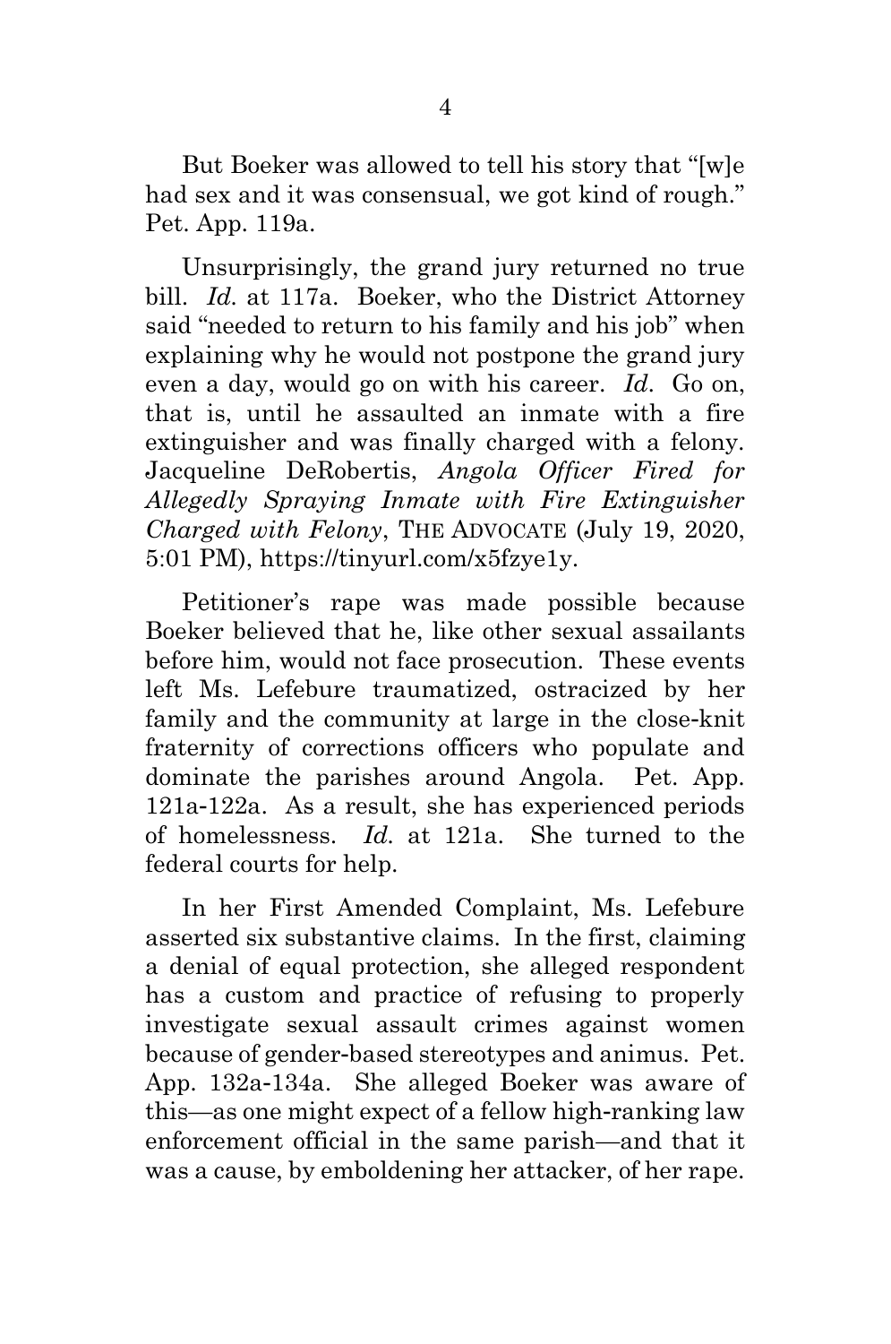But Boeker was allowed to tell his story that "[w]e had sex and it was consensual, we got kind of rough." Pet. App. 119a.

Unsurprisingly, the grand jury returned no true bill. *Id.* at 117a. Boeker, who the District Attorney said "needed to return to his family and his job" when explaining why he would not postpone the grand jury even a day, would go on with his career. *Id.* Go on, that is, until he assaulted an inmate with a fire extinguisher and was finally charged with a felony. Jacqueline DeRobertis, *Angola Officer Fired for Allegedly Spraying Inmate with Fire Extinguisher Charged with Felony*, THE ADVOCATE (July 19, 2020, 5:01 PM), https://tinyurl.com/x5fzye1y.

Petitioner's rape was made possible because Boeker believed that he, like other sexual assailants before him, would not face prosecution. These events left Ms. Lefebure traumatized, ostracized by her family and the community at large in the close-knit fraternity of corrections officers who populate and dominate the parishes around Angola. Pet. App. 121a-122a. As a result, she has experienced periods of homelessness. *Id.* at 121a. She turned to the federal courts for help.

In her First Amended Complaint, Ms. Lefebure asserted six substantive claims. In the first, claiming a denial of equal protection, she alleged respondent has a custom and practice of refusing to properly investigate sexual assault crimes against women because of gender-based stereotypes and animus. Pet. App. 132a-134a. She alleged Boeker was aware of this—as one might expect of a fellow high-ranking law enforcement official in the same parish—and that it was a cause, by emboldening her attacker, of her rape.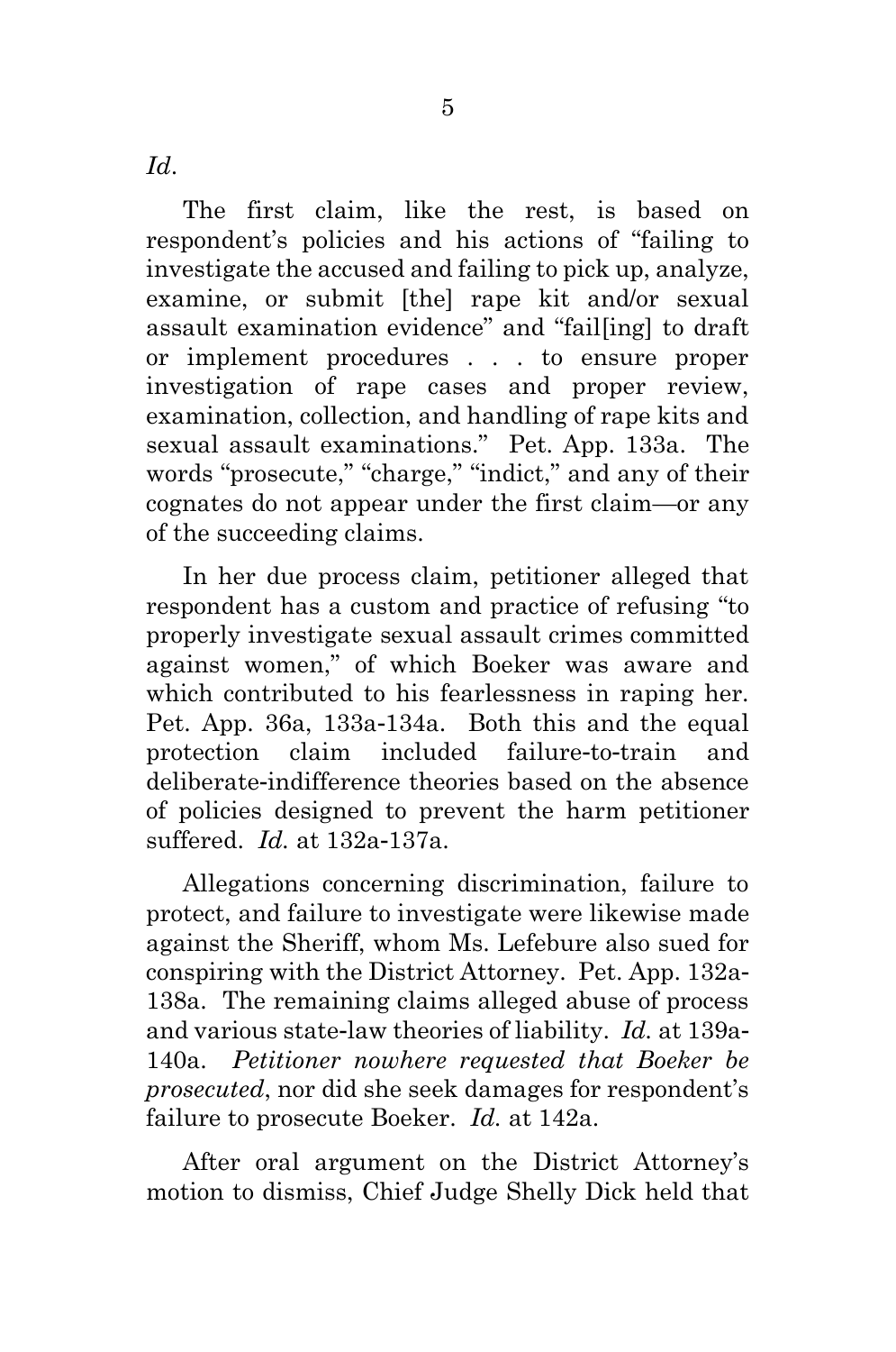*Id*.

The first claim, like the rest, is based on respondent's policies and his actions of "failing to investigate the accused and failing to pick up, analyze, examine, or submit [the] rape kit and/or sexual assault examination evidence" and "fail[ing] to draft or implement procedures . . . to ensure proper investigation of rape cases and proper review, examination, collection, and handling of rape kits and sexual assault examinations." Pet. App. 133a. The words "prosecute," "charge," "indict," and any of their cognates do not appear under the first claim—or any of the succeeding claims.

In her due process claim, petitioner alleged that respondent has a custom and practice of refusing "to properly investigate sexual assault crimes committed against women," of which Boeker was aware and which contributed to his fearlessness in raping her. Pet. App. 36a, 133a-134a. Both this and the equal protection claim included failure-to-train and deliberate-indifference theories based on the absence of policies designed to prevent the harm petitioner suffered. *Id.* at 132a-137a.

Allegations concerning discrimination, failure to protect, and failure to investigate were likewise made against the Sheriff, whom Ms. Lefebure also sued for conspiring with the District Attorney. Pet. App. 132a-138a. The remaining claims alleged abuse of process and various state-law theories of liability. *Id.* at 139a-140a. *Petitioner nowhere requested that Boeker be prosecuted*, nor did she seek damages for respondent's failure to prosecute Boeker. *Id.* at 142a.

After oral argument on the District Attorney's motion to dismiss, Chief Judge Shelly Dick held that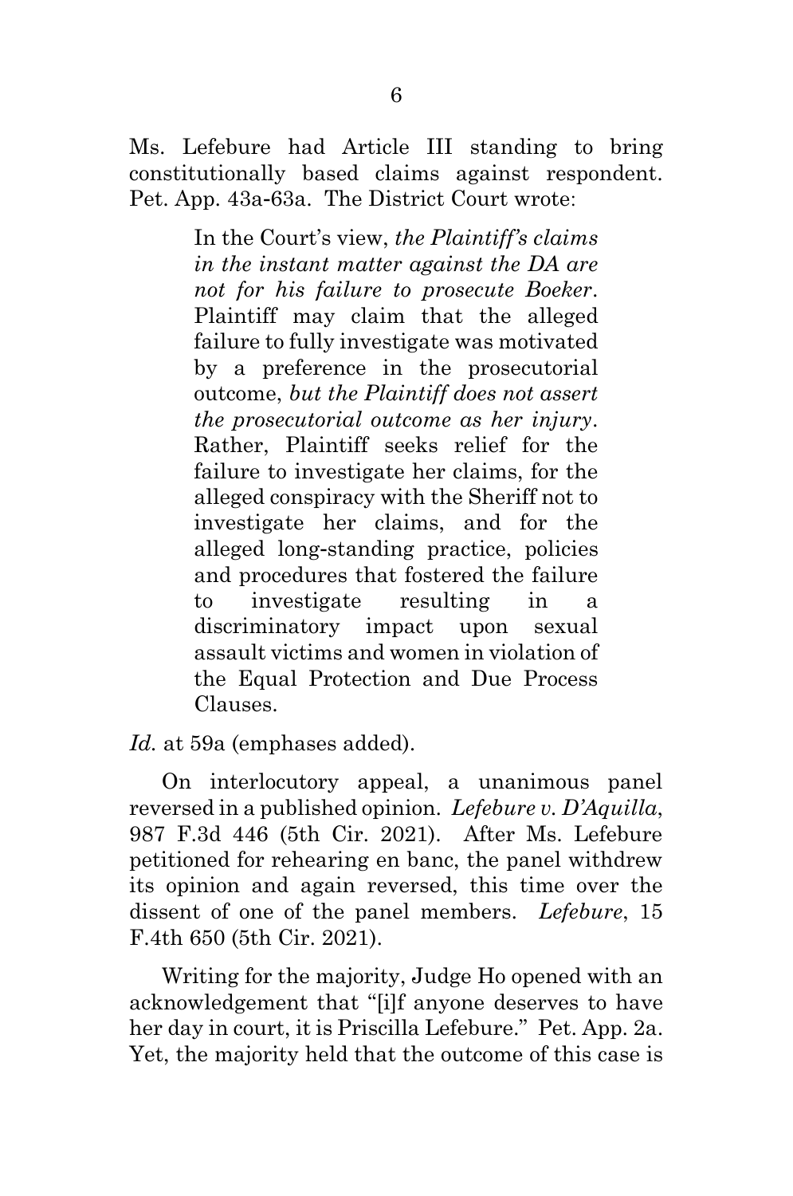Ms. Lefebure had Article III standing to bring constitutionally based claims against respondent. Pet. App. 43a-63a. The District Court wrote:

> In the Court's view, *the Plaintiff's claims in the instant matter against the DA are not for his failure to prosecute Boeker*. Plaintiff may claim that the alleged failure to fully investigate was motivated by a preference in the prosecutorial outcome, *but the Plaintiff does not assert the prosecutorial outcome as her injury*. Rather, Plaintiff seeks relief for the failure to investigate her claims, for the alleged conspiracy with the Sheriff not to investigate her claims, and for the alleged long-standing practice, policies and procedures that fostered the failure to investigate resulting in a discriminatory impact upon sexual assault victims and women in violation of the Equal Protection and Due Process Clauses.

*Id.* at 59a (emphases added).

On interlocutory appeal, a unanimous panel reversed in a published opinion. *Lefebure v. D'Aquilla*, 987 F.3d 446 (5th Cir. 2021). After Ms. Lefebure petitioned for rehearing en banc, the panel withdrew its opinion and again reversed, this time over the dissent of one of the panel members. *Lefebure*, 15 F.4th 650 (5th Cir. 2021).

Writing for the majority, Judge Ho opened with an acknowledgement that "[i]f anyone deserves to have her day in court, it is Priscilla Lefebure." Pet. App. 2a. Yet, the majority held that the outcome of this case is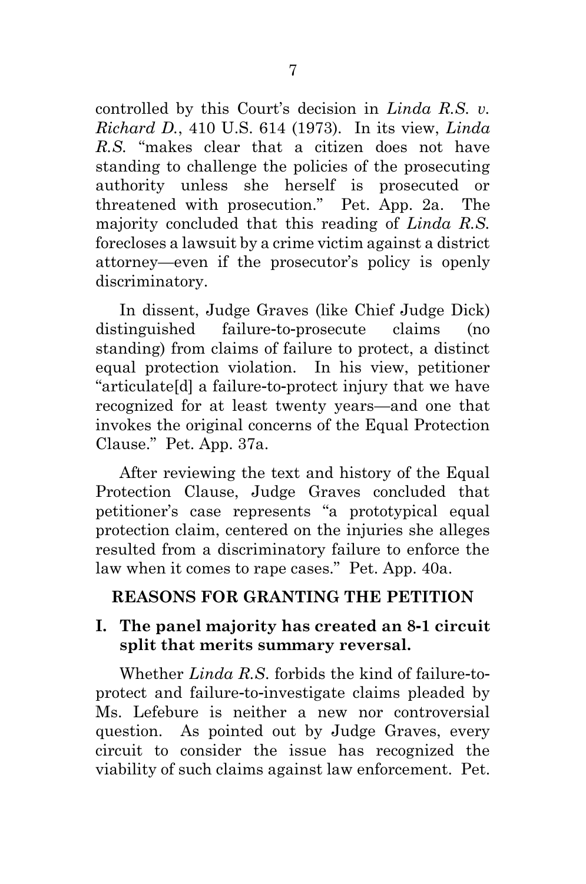controlled by this Court's decision in *Linda R.S. v. Richard D.*, 410 U.S. 614 (1973). In its view, *Linda R.S.* "makes clear that a citizen does not have standing to challenge the policies of the prosecuting authority unless she herself is prosecuted or threatened with prosecution." Pet. App. 2a. The majority concluded that this reading of *Linda R.S.* forecloses a lawsuit by a crime victim against a district attorney—even if the prosecutor's policy is openly discriminatory.

In dissent, Judge Graves (like Chief Judge Dick) distinguished failure-to-prosecute claims (no standing) from claims of failure to protect, a distinct equal protection violation. In his view, petitioner "articulate[d] a failure-to-protect injury that we have recognized for at least twenty years—and one that invokes the original concerns of the Equal Protection Clause." Pet. App. 37a.

After reviewing the text and history of the Equal Protection Clause, Judge Graves concluded that petitioner's case represents "a prototypical equal protection claim, centered on the injuries she alleges resulted from a discriminatory failure to enforce the law when it comes to rape cases." Pet. App. 40a.

## REASONS FOR GRANTING THE PETITION

### I. The panel majority has created an 8-1 circuit split that merits summary reversal.

Whether *Linda R.S.* forbids the kind of failure-to-protect and failure-to-investigate claims pleaded by Ms. Lefebure is neither a new nor controversial question. As pointed out by Judge Graves, every circuit to consider the issue has recognized the viability of such claims against law enforcement. Pet.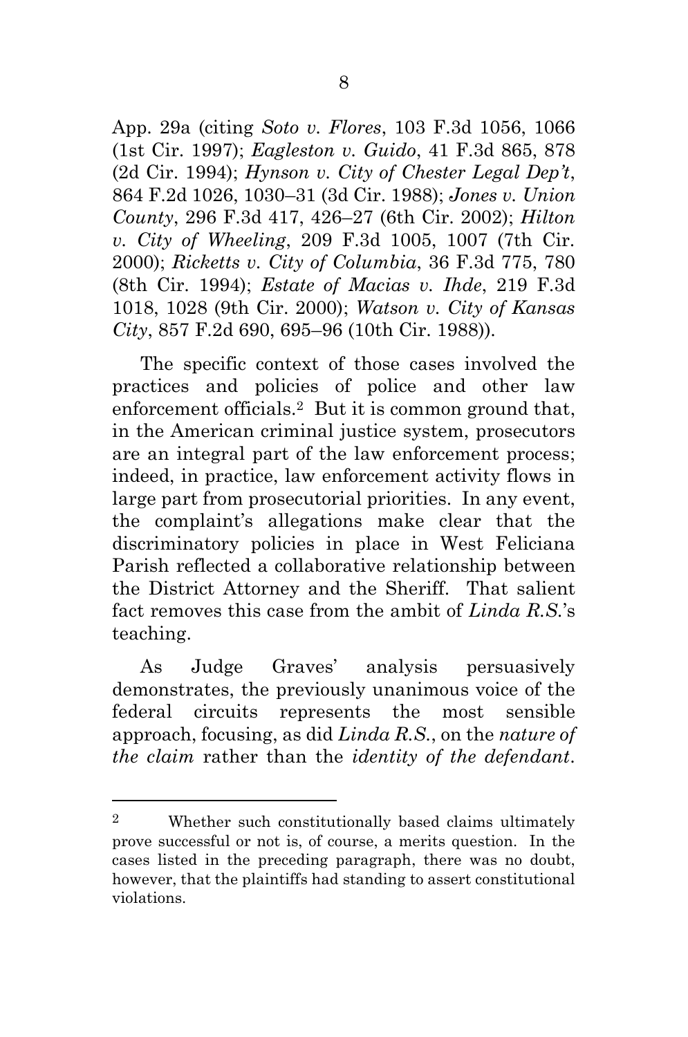App. 29a (citing *Soto v. Flores*, 103 F.3d 1056, 1066 (1st Cir. 1997); *Eagleston v. Guido*, 41 F.3d 865, 878 (2d Cir. 1994); *Hynson v. City of Chester Legal Dep't*, 864 F.2d 1026, 1030–31 (3d Cir. 1988); *Jones v. Union County*, 296 F.3d 417, 426–27 (6th Cir. 2002); *Hilton v. City of Wheeling*, 209 F.3d 1005, 1007 (7th Cir. 2000); *Ricketts v. City of Columbia*, 36 F.3d 775, 780 (8th Cir. 1994); *Estate of Macias v. Ihde*, 219 F.3d 1018, 1028 (9th Cir. 2000); *Watson v. City of Kansas City*, 857 F.2d 690, 695–96 (10th Cir. 1988)).

The specific context of those cases involved the practices and policies of police and other law enforcement officials.[2] But it is common ground that, in the American criminal justice system, prosecutors are an integral part of the law enforcement process; indeed, in practice, law enforcement activity flows in large part from prosecutorial priorities. In any event, the complaint's allegations make clear that the discriminatory policies in place in West Feliciana Parish reflected a collaborative relationship between the District Attorney and the Sheriff. That salient fact removes this case from the ambit of *Linda R.S.*'s teaching.

As Judge Graves' analysis persuasively demonstrates, the previously unanimous voice of the federal circuits represents the most sensible approach, focusing, as did *Linda R.S.*, on the *nature of the claim* rather than the *identity of the defendant*.

---

[2] Whether such constitutionally based claims ultimately prove successful or not is, of course, a merits question. In the cases listed in the preceding paragraph, there was no doubt, however, that the plaintiffs had standing to assert constitutional violations.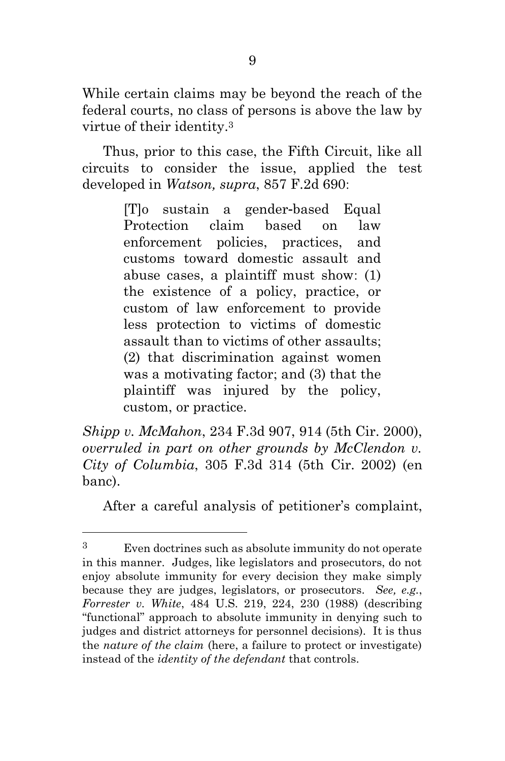While certain claims may be beyond the reach of the federal courts, no class of persons is above the law by virtue of their identity.[3]

Thus, prior to this case, the Fifth Circuit, like all circuits to consider the issue, applied the test developed in *Watson, supra*, 857 F.2d 690:

> [T]o sustain a gender-based Equal Protection claim based on law enforcement policies, practices, and customs toward domestic assault and abuse cases, a plaintiff must show: (1) the existence of a policy, practice, or custom of law enforcement to provide less protection to victims of domestic assault than to victims of other assaults; (2) that discrimination against women was a motivating factor; and (3) that the plaintiff was injured by the policy, custom, or practice.

*Shipp v. McMahon*, 234 F.3d 907, 914 (5th Cir. 2000), *overruled in part on other grounds by McClendon v. City of Columbia*, 305 F.3d 314 (5th Cir. 2002) (en banc).

After a careful analysis of petitioner's complaint,

---

[3] Even doctrines such as absolute immunity do not operate in this manner. Judges, like legislators and prosecutors, do not enjoy absolute immunity for every decision they make simply because they are judges, legislators, or prosecutors. *See, e.g.*, *Forrester v. White*, 484 U.S. 219, 224, 230 (1988) (describing "functional" approach to absolute immunity in denying such to judges and district attorneys for personnel decisions). It is thus the *nature of the claim* (here, a failure to protect or investigate) instead of the *identity of the defendant* that controls.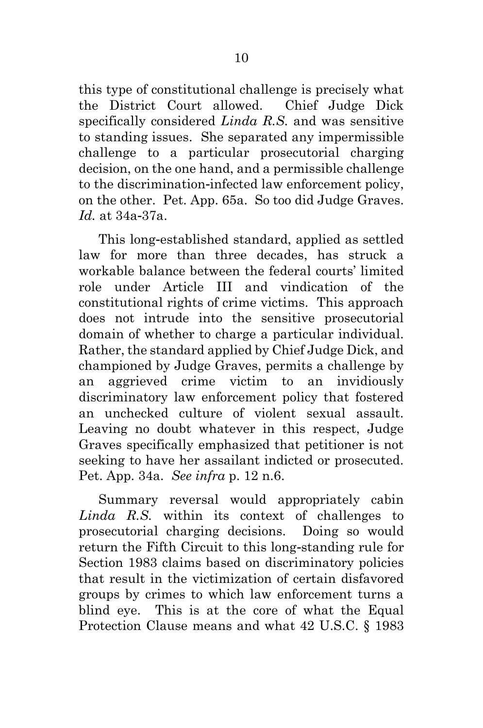this type of constitutional challenge is precisely what the District Court allowed. Chief Judge Dick specifically considered *Linda R.S.* and was sensitive to standing issues. She separated any impermissible challenge to a particular prosecutorial charging decision, on the one hand, and a permissible challenge to the discrimination-infected law enforcement policy, on the other. Pet. App. 65a. So too did Judge Graves. *Id.* at 34a-37a.

This long-established standard, applied as settled law for more than three decades, has struck a workable balance between the federal courts' limited role under Article III and vindication of the constitutional rights of crime victims. This approach does not intrude into the sensitive prosecutorial domain of whether to charge a particular individual. Rather, the standard applied by Chief Judge Dick, and championed by Judge Graves, permits a challenge by an aggrieved crime victim to an invidiously discriminatory law enforcement policy that fostered an unchecked culture of violent sexual assault. Leaving no doubt whatever in this respect, Judge Graves specifically emphasized that petitioner is not seeking to have her assailant indicted or prosecuted. Pet. App. 34a. *See infra* p. 12 n.6.

Summary reversal would appropriately cabin *Linda R.S.* within its context of challenges to prosecutorial charging decisions. Doing so would return the Fifth Circuit to this long-standing rule for Section 1983 claims based on discriminatory policies that result in the victimization of certain disfavored groups by crimes to which law enforcement turns a blind eye. This is at the core of what the Equal Protection Clause means and what 42 U.S.C. § 1983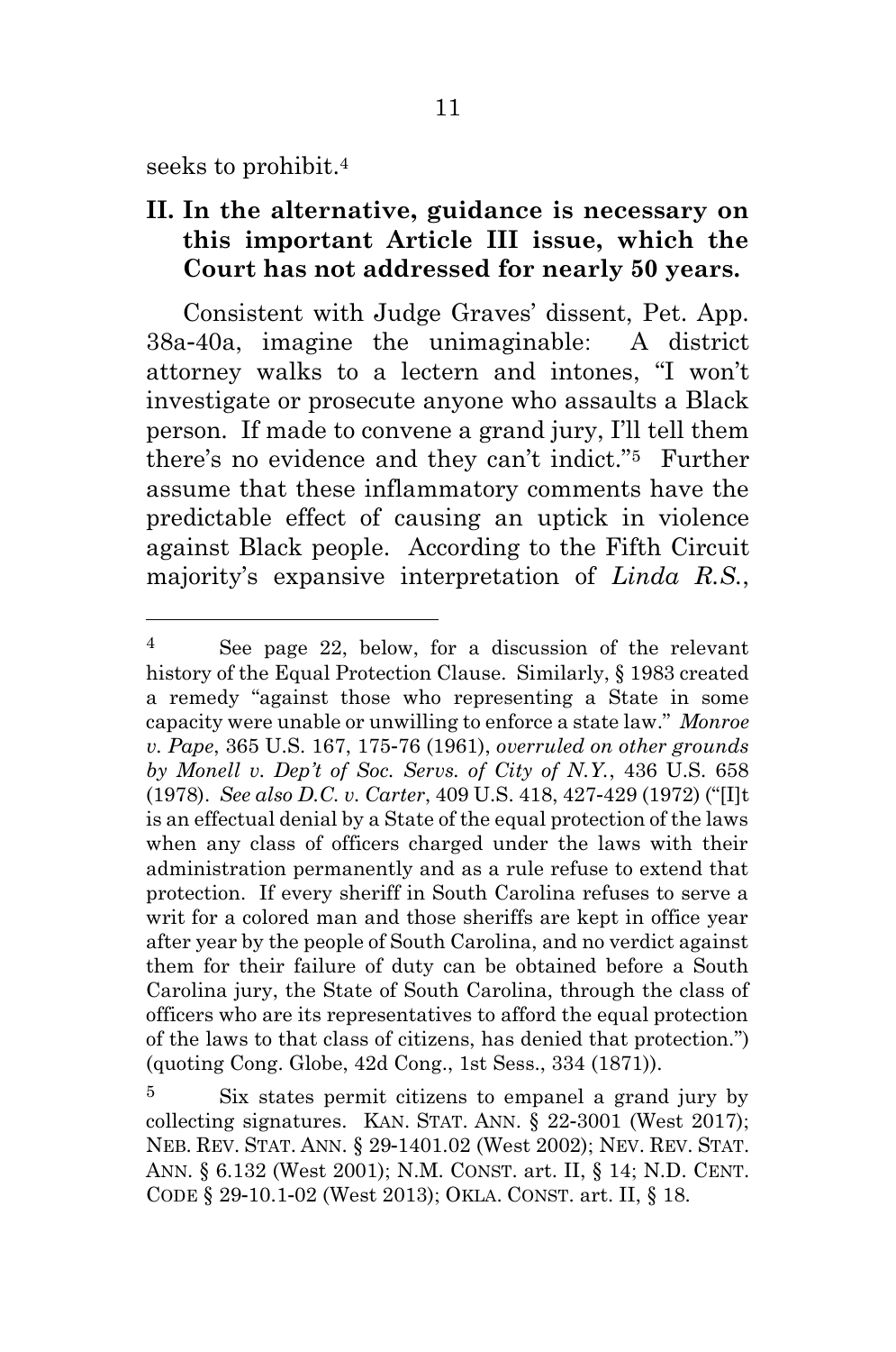seeks to prohibit.[4]

## II. In the alternative, guidance is necessary on this important Article III issue, which the Court has not addressed for nearly 50 years.

Consistent with Judge Graves' dissent, Pet. App. 38a-40a, imagine the unimaginable: A district attorney walks to a lectern and intones, "I won't investigate or prosecute anyone who assaults a Black person. If made to convene a grand jury, I'll tell them there's no evidence and they can't indict."[5] Further assume that these inflammatory comments have the predictable effect of causing an uptick in violence against Black people. According to the Fifth Circuit majority's expansive interpretation of *Linda R.S.*,

---

[4] See page 22, below, for a discussion of the relevant history of the Equal Protection Clause. Similarly, § 1983 created a remedy "against those who representing a State in some capacity were unable or unwilling to enforce a state law." *Monroe v. Pape*, 365 U.S. 167, 175-76 (1961), *overruled on other grounds by Monell v. Dep't of Soc. Servs. of City of N.Y.*, 436 U.S. 658 (1978). *See also D.C. v. Carter*, 409 U.S. 418, 427-429 (1972) ("[I]t is an effectual denial by a State of the equal protection of the laws when any class of officers charged under the laws with their administration permanently and as a rule refuse to extend that protection. If every sheriff in South Carolina refuses to serve a writ for a colored man and those sheriffs are kept in office year after year by the people of South Carolina, and no verdict against them for their failure of duty can be obtained before a South Carolina jury, the State of South Carolina, through the class of officers who are its representatives to afford the equal protection of the laws to that class of citizens, has denied that protection.") (quoting Cong. Globe, 42d Cong., 1st Sess., 334 (1871)).

[5] Six states permit citizens to empanel a grand jury by collecting signatures. KAN. STAT. ANN. § 22-3001 (West 2017); NEB. REV. STAT. ANN. § 29-1401.02 (West 2002); NEV. REV. STAT. ANN. § 6.132 (West 2001); N.M. CONST. art. II, § 14; N.D. CENT. CODE § 29-10.1-02 (West 2013); OKLA. CONST. art. II, § 18.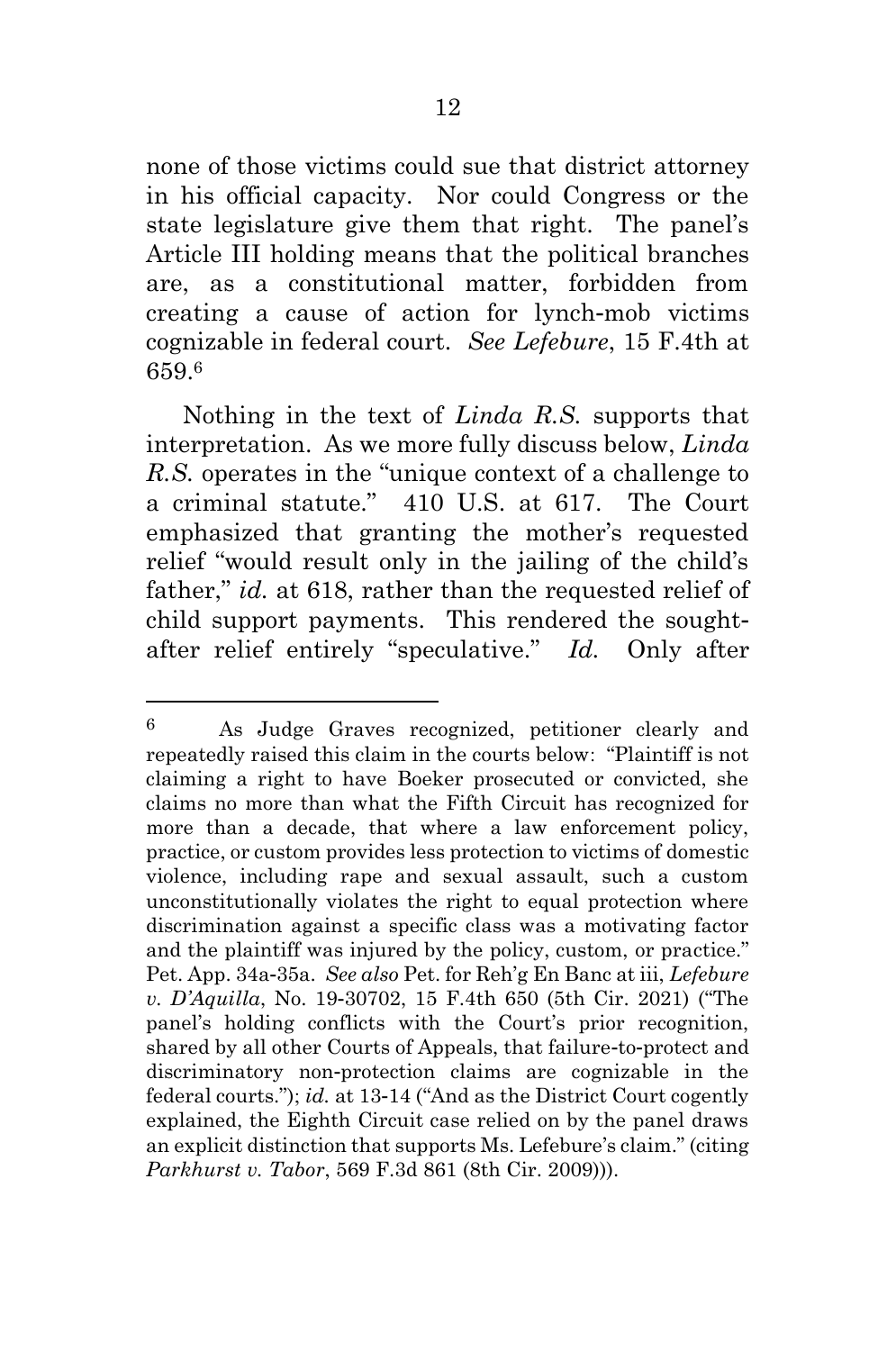none of those victims could sue that district attorney in his official capacity. Nor could Congress or the state legislature give them that right. The panel's Article III holding means that the political branches are, as a constitutional matter, forbidden from creating a cause of action for lynch-mob victims cognizable in federal court. *See Lefebure*, 15 F.4th at 659.[6]

Nothing in the text of *Linda R.S.* supports that interpretation. As we more fully discuss below, *Linda R.S.* operates in the "unique context of a challenge to a criminal statute." 410 U.S. at 617. The Court emphasized that granting the mother's requested relief "would result only in the jailing of the child's father," *id.* at 618, rather than the requested relief of child support payments. This rendered the sought-after relief entirely "speculative." *Id.* Only after

---

[6] As Judge Graves recognized, petitioner clearly and repeatedly raised this claim in the courts below: "Plaintiff is not claiming a right to have Boeker prosecuted or convicted, she claims no more than what the Fifth Circuit has recognized for more than a decade, that where a law enforcement policy, practice, or custom provides less protection to victims of domestic violence, including rape and sexual assault, such a custom unconstitutionally violates the right to equal protection where discrimination against a specific class was a motivating factor and the plaintiff was injured by the policy, custom, or practice." Pet. App. 34a-35a. *See also* Pet. for Reh'g En Banc at iii, *Lefebure v. D'Aquilla*, No. 19-30702, 15 F.4th 650 (5th Cir. 2021) ("The panel's holding conflicts with the Court's prior recognition, shared by all other Courts of Appeals, that failure-to-protect and discriminatory non-protection claims are cognizable in the federal courts."); *id.* at 13-14 ("And as the District Court cogently explained, the Eighth Circuit case relied on by the panel draws an explicit distinction that supports Ms. Lefebure's claim." (citing *Parkhurst v. Tabor*, 569 F.3d 861 (8th Cir. 2009))).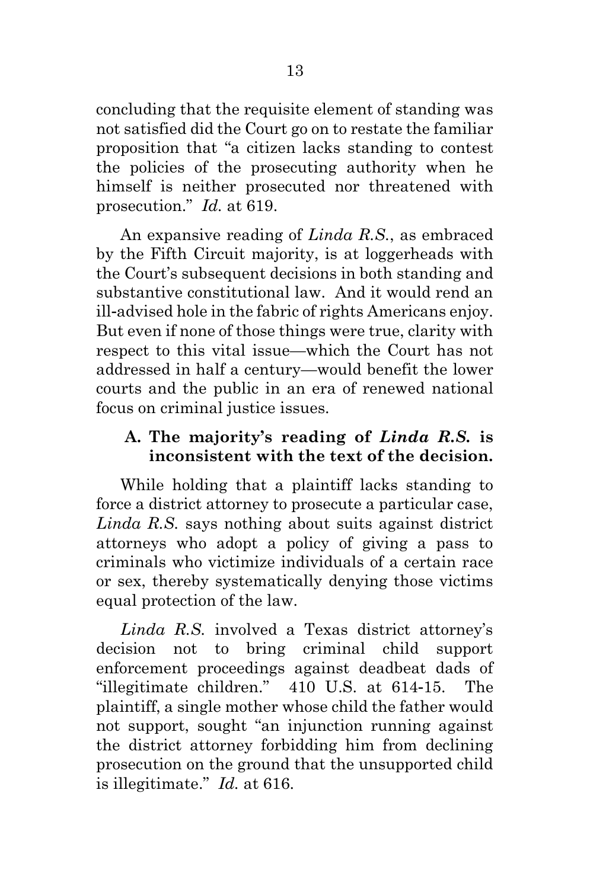concluding that the requisite element of standing was not satisfied did the Court go on to restate the familiar proposition that "a citizen lacks standing to contest the policies of the prosecuting authority when he himself is neither prosecuted nor threatened with prosecution." *Id.* at 619.

An expansive reading of *Linda R.S.*, as embraced by the Fifth Circuit majority, is at loggerheads with the Court's subsequent decisions in both standing and substantive constitutional law. And it would rend an ill-advised hole in the fabric of rights Americans enjoy. But even if none of those things were true, clarity with respect to this vital issue—which the Court has not addressed in half a century—would benefit the lower courts and the public in an era of renewed national focus on criminal justice issues.

### A. The majority's reading of *Linda R.S.* is inconsistent with the text of the decision.

While holding that a plaintiff lacks standing to force a district attorney to prosecute a particular case, *Linda R.S.* says nothing about suits against district attorneys who adopt a policy of giving a pass to criminals who victimize individuals of a certain race or sex, thereby systematically denying those victims equal protection of the law.

*Linda R.S.* involved a Texas district attorney's decision not to bring criminal child support enforcement proceedings against deadbeat dads of "illegitimate children." 410 U.S. at 614-15. The plaintiff, a single mother whose child the father would not support, sought "an injunction running against the district attorney forbidding him from declining prosecution on the ground that the unsupported child is illegitimate." *Id.* at 616.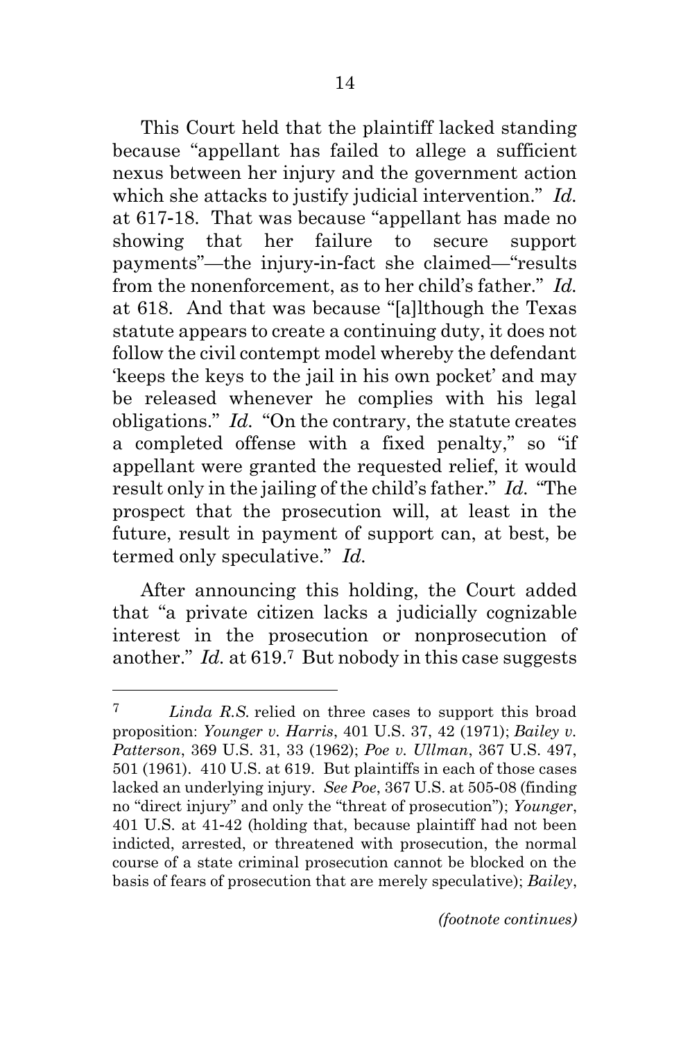This Court held that the plaintiff lacked standing because "appellant has failed to allege a sufficient nexus between her injury and the government action which she attacks to justify judicial intervention." *Id.* at 617-18. That was because "appellant has made no showing that her failure to secure support payments"—the injury-in-fact she claimed—"results from the nonenforcement, as to her child's father." *Id.* at 618. And that was because "[a]lthough the Texas statute appears to create a continuing duty, it does not follow the civil contempt model whereby the defendant 'keeps the keys to the jail in his own pocket' and may be released whenever he complies with his legal obligations." *Id.* "On the contrary, the statute creates a completed offense with a fixed penalty," so "if appellant were granted the requested relief, it would result only in the jailing of the child's father." *Id.* "The prospect that the prosecution will, at least in the future, result in payment of support can, at best, be termed only speculative." *Id.*

After announcing this holding, the Court added that "a private citizen lacks a judicially cognizable interest in the prosecution or nonprosecution of another." *Id.* at 619.[7] But nobody in this case suggests

---

[7] *Linda R.S.* relied on three cases to support this broad proposition: *Younger v. Harris*, 401 U.S. 37, 42 (1971); *Bailey v. Patterson*, 369 U.S. 31, 33 (1962); *Poe v. Ullman*, 367 U.S. 497, 501 (1961). 410 U.S. at 619. But plaintiffs in each of those cases lacked an underlying injury. *See Poe*, 367 U.S. at 505-08 (finding no "direct injury" and only the "threat of prosecution"); *Younger*, 401 U.S. at 41-42 (holding that, because plaintiff had not been indicted, arrested, or threatened with prosecution, the normal course of a state criminal prosecution cannot be blocked on the basis of fears of prosecution that are merely speculative); *Bailey*,

*(footnote continues)*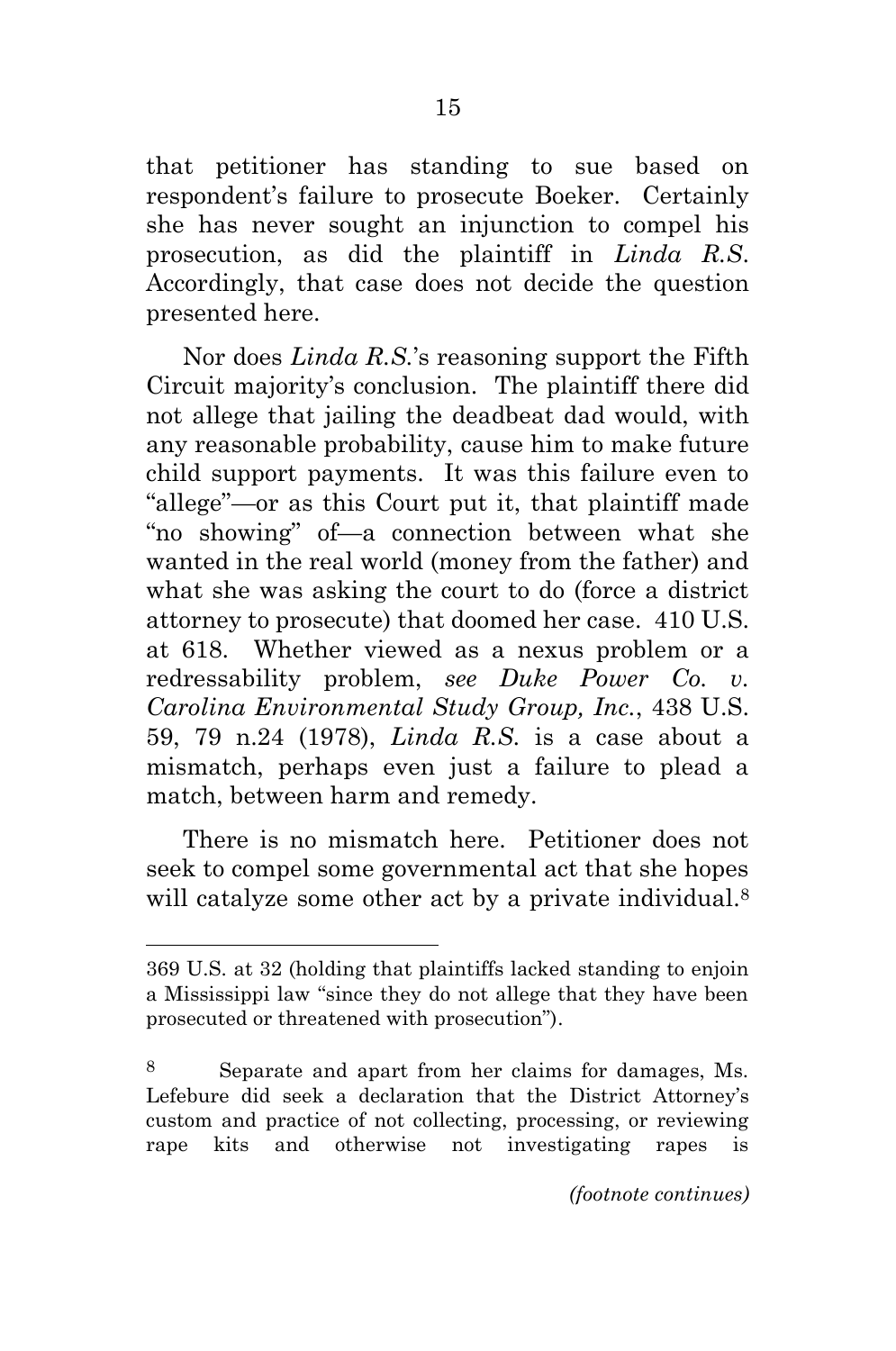that petitioner has standing to sue based on respondent's failure to prosecute Boeker. Certainly she has never sought an injunction to compel his prosecution, as did the plaintiff in *Linda R.S.* Accordingly, that case does not decide the question presented here.

Nor does *Linda R.S.*'s reasoning support the Fifth Circuit majority's conclusion. The plaintiff there did not allege that jailing the deadbeat dad would, with any reasonable probability, cause him to make future child support payments. It was this failure even to "allege"—or as this Court put it, that plaintiff made "no showing" of—a connection between what she wanted in the real world (money from the father) and what she was asking the court to do (force a district attorney to prosecute) that doomed her case. 410 U.S. at 618. Whether viewed as a nexus problem or a redressability problem, *see Duke Power Co. v. Carolina Environmental Study Group, Inc.*, 438 U.S. 59, 79 n.24 (1978), *Linda R.S.* is a case about a mismatch, perhaps even just a failure to plead a match, between harm and remedy.

There is no mismatch here. Petitioner does not seek to compel some governmental act that she hopes will catalyze some other act by a private individual.[8]

---

369 U.S. at 32 (holding that plaintiffs lacked standing to enjoin a Mississippi law "since they do not allege that they have been prosecuted or threatened with prosecution").

[8] Separate and apart from her claims for damages, Ms. Lefebure did seek a declaration that the District Attorney's custom and practice of not collecting, processing, or reviewing rape kits and otherwise not investigating rapes is

*(footnote continues)*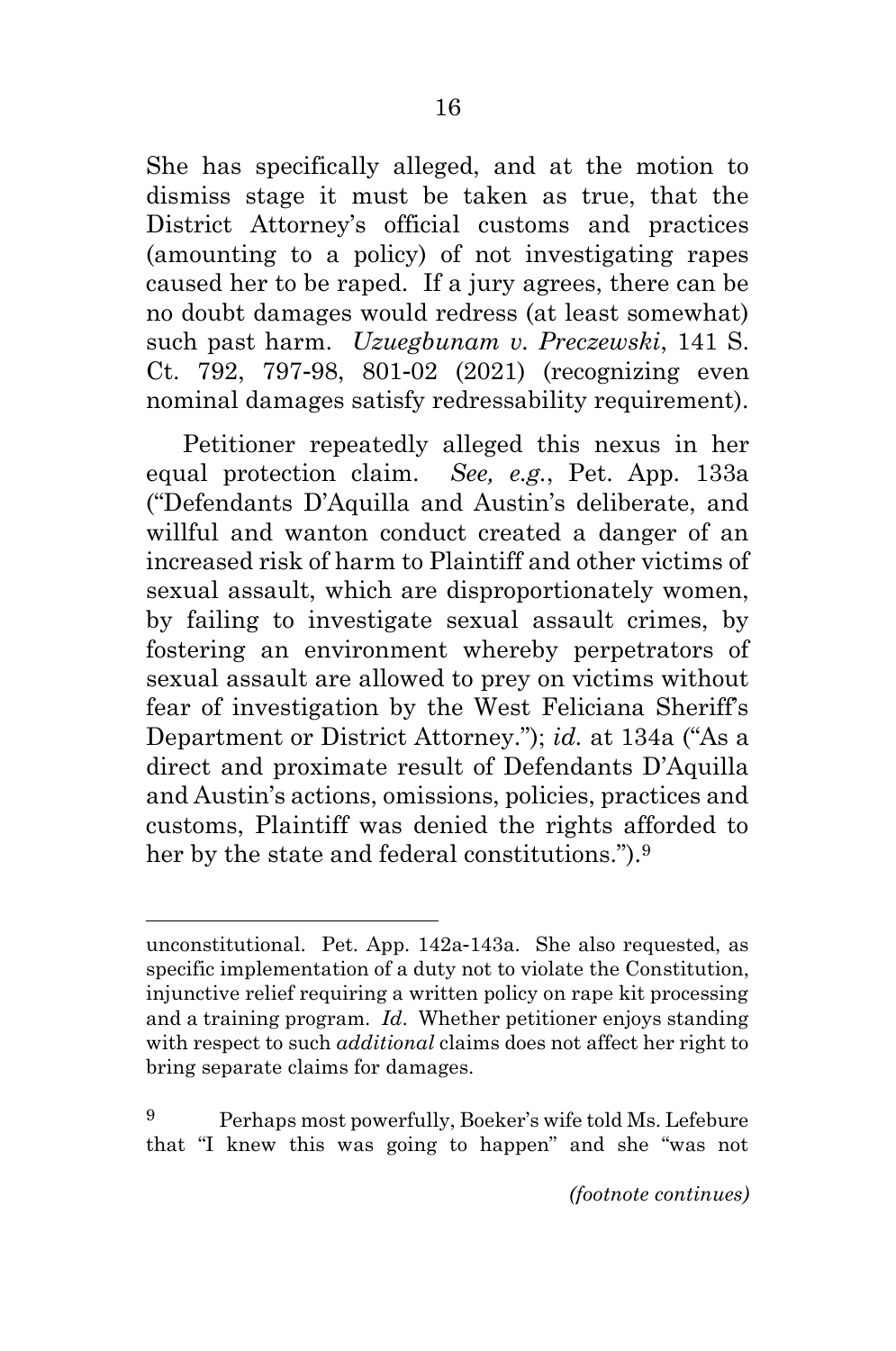She has specifically alleged, and at the motion to dismiss stage it must be taken as true, that the District Attorney's official customs and practices (amounting to a policy) of not investigating rapes caused her to be raped. If a jury agrees, there can be no doubt damages would redress (at least somewhat) such past harm. *Uzuegbunam v. Preczewski*, 141 S. Ct. 792, 797-98, 801-02 (2021) (recognizing even nominal damages satisfy redressability requirement).

Petitioner repeatedly alleged this nexus in her equal protection claim. *See, e.g.*, Pet. App. 133a ("Defendants D'Aquilla and Austin's deliberate, and willful and wanton conduct created a danger of an increased risk of harm to Plaintiff and other victims of sexual assault, which are disproportionately women, by failing to investigate sexual assault crimes, by fostering an environment whereby perpetrators of sexual assault are allowed to prey on victims without fear of investigation by the West Feliciana Sheriff's Department or District Attorney."); *id.* at 134a ("As a direct and proximate result of Defendants D'Aquilla and Austin's actions, omissions, policies, practices and customs, Plaintiff was denied the rights afforded to her by the state and federal constitutions.").[9]

---

unconstitutional. Pet. App. 142a-143a. She also requested, as specific implementation of a duty not to violate the Constitution, injunctive relief requiring a written policy on rape kit processing and a training program. *Id*. Whether petitioner enjoys standing with respect to such *additional* claims does not affect her right to bring separate claims for damages.

[9] Perhaps most powerfully, Boeker's wife told Ms. Lefebure that "I knew this was going to happen" and she "was not

*(footnote continues)*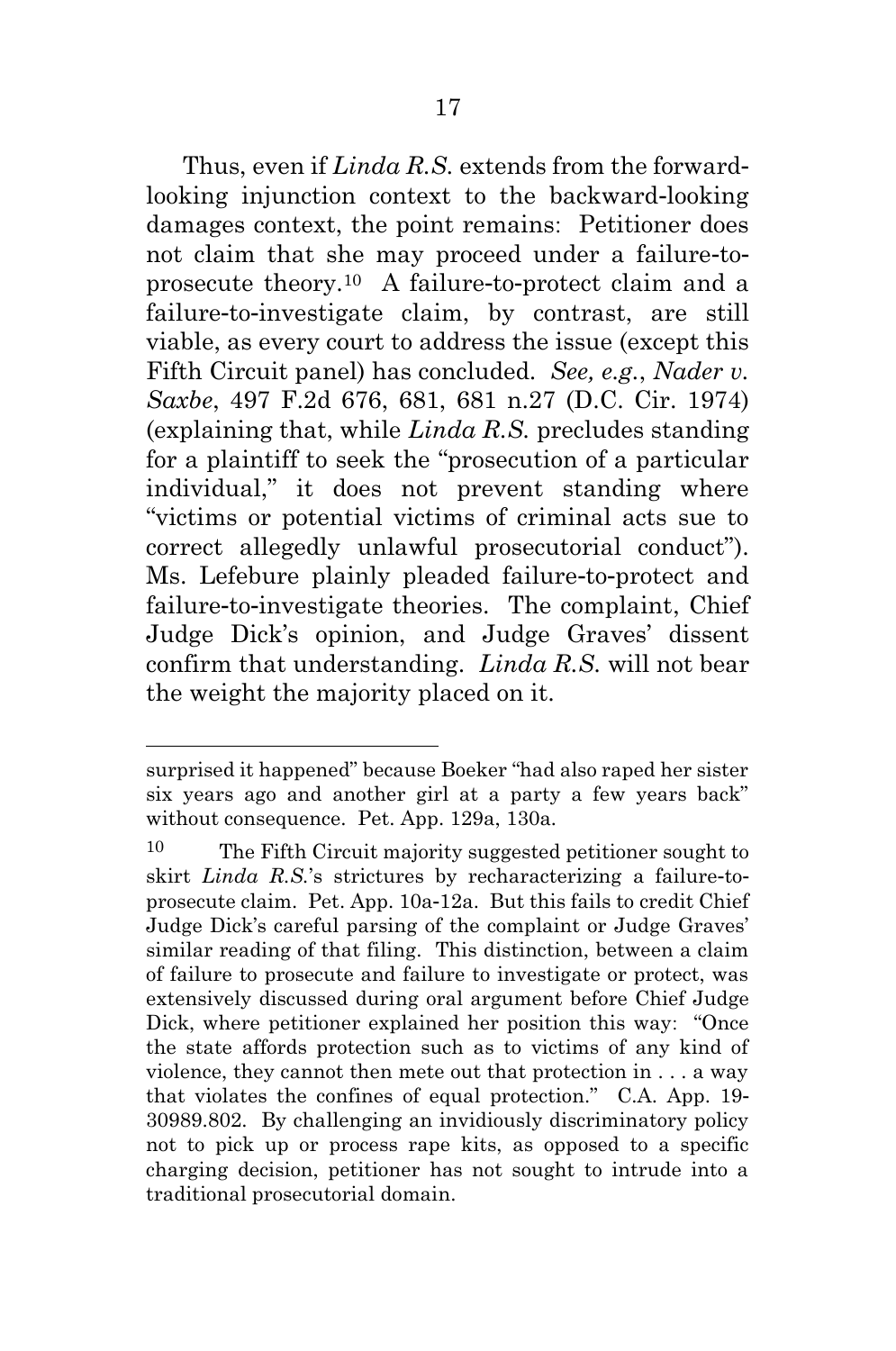Thus, even if *Linda R.S.* extends from the forward-looking injunction context to the backward-looking damages context, the point remains: Petitioner does not claim that she may proceed under a failure-to-prosecute theory.[10] A failure-to-protect claim and a failure-to-investigate claim, by contrast, are still viable, as every court to address the issue (except this Fifth Circuit panel) has concluded. *See, e.g.*, *Nader v. Saxbe*, 497 F.2d 676, 681, 681 n.27 (D.C. Cir. 1974) (explaining that, while *Linda R.S.* precludes standing for a plaintiff to seek the "prosecution of a particular individual," it does not prevent standing where "victims or potential victims of criminal acts sue to correct allegedly unlawful prosecutorial conduct"). Ms. Lefebure plainly pleaded failure-to-protect and failure-to-investigate theories. The complaint, Chief Judge Dick's opinion, and Judge Graves' dissent confirm that understanding. *Linda R.S.* will not bear the weight the majority placed on it.

---

surprised it happened" because Boeker "had also raped her sister six years ago and another girl at a party a few years back" without consequence. Pet. App. 129a, 130a.

[10] The Fifth Circuit majority suggested petitioner sought to skirt *Linda R.S.*'s strictures by recharacterizing a failure-to-prosecute claim. Pet. App. 10a-12a. But this fails to credit Chief Judge Dick's careful parsing of the complaint or Judge Graves' similar reading of that filing. This distinction, between a claim of failure to prosecute and failure to investigate or protect, was extensively discussed during oral argument before Chief Judge Dick, where petitioner explained her position this way: "Once the state affords protection such as to victims of any kind of violence, they cannot then mete out that protection in . . . a way that violates the confines of equal protection." C.A. App. 19-30989.802. By challenging an invidiously discriminatory policy not to pick up or process rape kits, as opposed to a specific charging decision, petitioner has not sought to intrude into a traditional prosecutorial domain.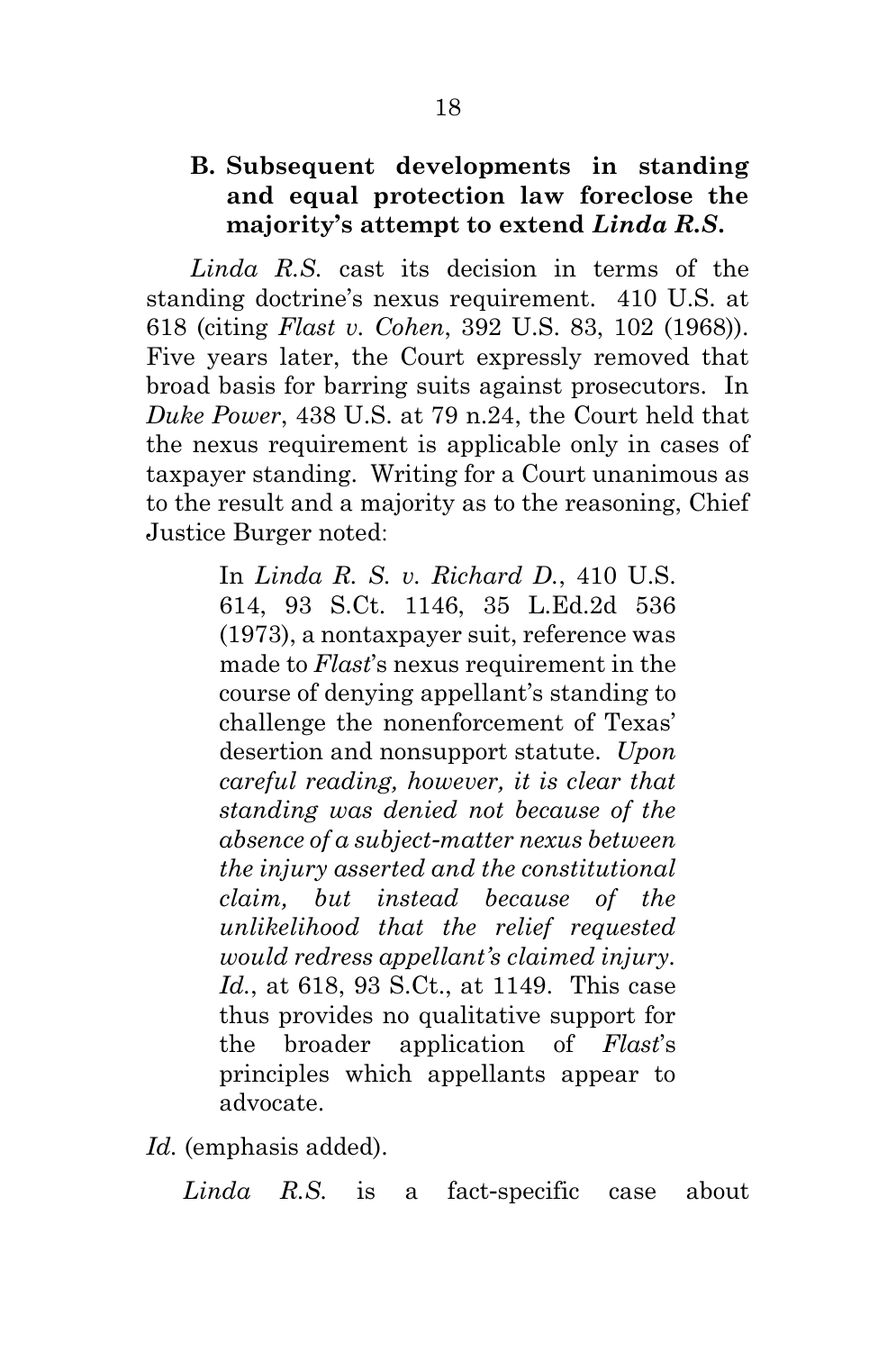### B. Subsequent developments in standing and equal protection law foreclose the majority's attempt to extend *Linda R.S.*

*Linda R.S.* cast its decision in terms of the standing doctrine's nexus requirement. 410 U.S. at 618 (citing *Flast v. Cohen*, 392 U.S. 83, 102 (1968)). Five years later, the Court expressly removed that broad basis for barring suits against prosecutors. In *Duke Power*, 438 U.S. at 79 n.24, the Court held that the nexus requirement is applicable only in cases of taxpayer standing. Writing for a Court unanimous as to the result and a majority as to the reasoning, Chief Justice Burger noted:

> In *Linda R. S. v. Richard D.*, 410 U.S. 614, 93 S.Ct. 1146, 35 L.Ed.2d 536 (1973), a nontaxpayer suit, reference was made to *Flast*'s nexus requirement in the course of denying appellant's standing to challenge the nonenforcement of Texas' desertion and nonsupport statute. *Upon careful reading, however, it is clear that standing was denied not because of the absence of a subject-matter nexus between the injury asserted and the constitutional claim, but instead because of the unlikelihood that the relief requested would redress appellant's claimed injury.* *Id.*, at 618, 93 S.Ct., at 1149. This case thus provides no qualitative support for the broader application of *Flast*'s principles which appellants appear to advocate.

*Id.* (emphasis added).

*Linda R.S.* is a fact-specific case about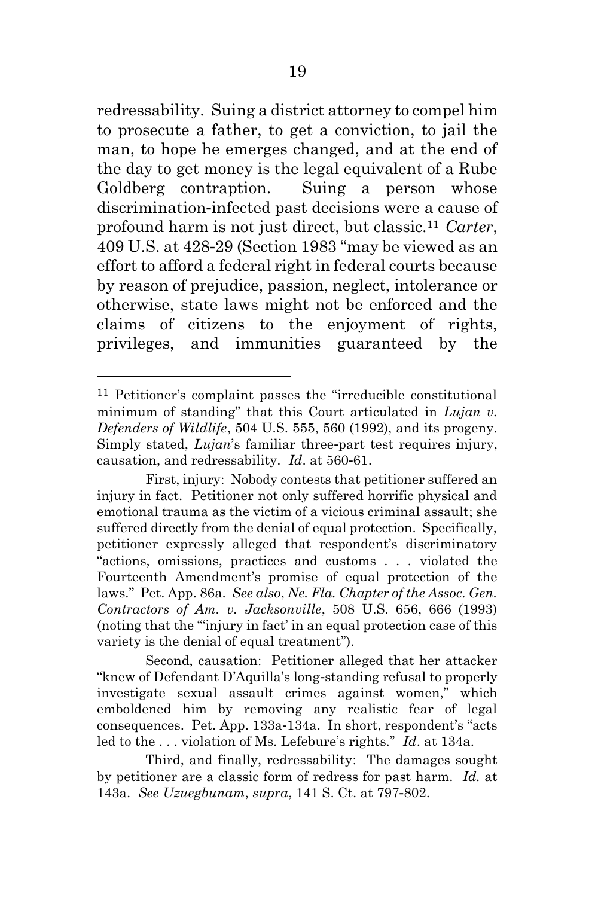redressability. Suing a district attorney to compel him to prosecute a father, to get a conviction, to jail the man, to hope he emerges changed, and at the end of the day to get money is the legal equivalent of a Rube Goldberg contraption. Suing a person whose discrimination-infected past decisions were a cause of profound harm is not just direct, but classic.[11] *Carter*, 409 U.S. at 428-29 (Section 1983 "may be viewed as an effort to afford a federal right in federal courts because by reason of prejudice, passion, neglect, intolerance or otherwise, state laws might not be enforced and the claims of citizens to the enjoyment of rights, privileges, and immunities guaranteed by the

---

[11] Petitioner's complaint passes the "irreducible constitutional minimum of standing" that this Court articulated in *Lujan v. Defenders of Wildlife*, 504 U.S. 555, 560 (1992), and its progeny. Simply stated, *Lujan*'s familiar three-part test requires injury, causation, and redressability. *Id*. at 560-61.

First, injury: Nobody contests that petitioner suffered an injury in fact. Petitioner not only suffered horrific physical and emotional trauma as the victim of a vicious criminal assault; she suffered directly from the denial of equal protection. Specifically, petitioner expressly alleged that respondent's discriminatory "actions, omissions, practices and customs . . . violated the Fourteenth Amendment's promise of equal protection of the laws." Pet. App. 86a. *See also*, *Ne. Fla. Chapter of the Assoc. Gen. Contractors of Am. v. Jacksonville*, 508 U.S. 656, 666 (1993) (noting that the "'injury in fact' in an equal protection case of this variety is the denial of equal treatment").

Second, causation: Petitioner alleged that her attacker "knew of Defendant D'Aquilla's long-standing refusal to properly investigate sexual assault crimes against women," which emboldened him by removing any realistic fear of legal consequences. Pet. App. 133a-134a. In short, respondent's "acts led to the . . . violation of Ms. Lefebure's rights." *Id*. at 134a.

Third, and finally, redressability: The damages sought by petitioner are a classic form of redress for past harm. *Id.* at 143a. *See Uzuegbunam*, *supra*, 141 S. Ct. at 797-802.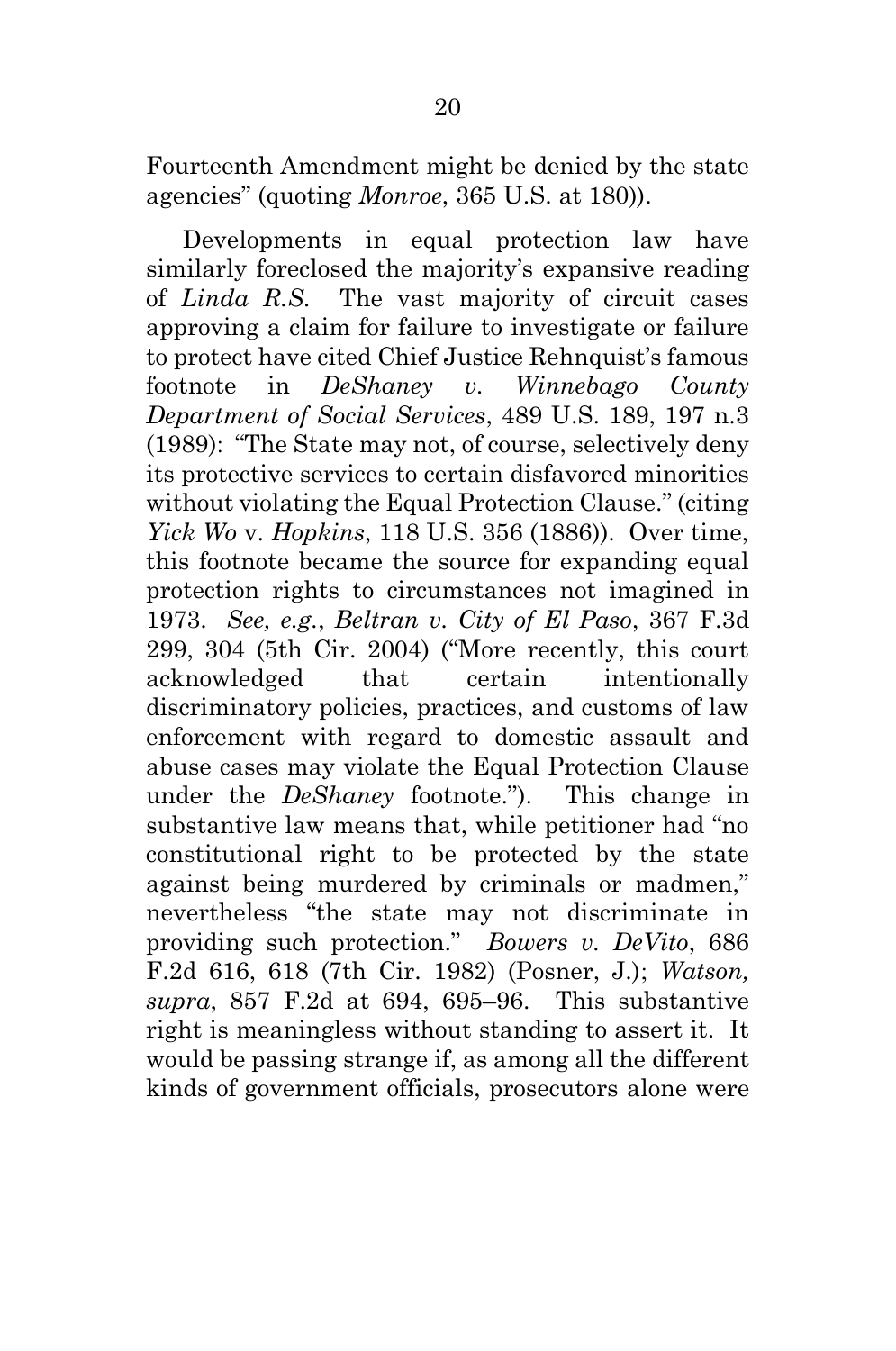Fourteenth Amendment might be denied by the state agencies" (quoting *Monroe*, 365 U.S. at 180)).

Developments in equal protection law have similarly foreclosed the majority's expansive reading of *Linda R.S.* The vast majority of circuit cases approving a claim for failure to investigate or failure to protect have cited Chief Justice Rehnquist's famous footnote in *DeShaney v. Winnebago County Department of Social Services*, 489 U.S. 189, 197 n.3 (1989): "The State may not, of course, selectively deny its protective services to certain disfavored minorities without violating the Equal Protection Clause." (citing *Yick Wo* v. *Hopkins*, 118 U.S. 356 (1886)). Over time, this footnote became the source for expanding equal protection rights to circumstances not imagined in 1973. *See, e.g.*, *Beltran v. City of El Paso*, 367 F.3d 299, 304 (5th Cir. 2004) ("More recently, this court acknowledged that certain intentionally discriminatory policies, practices, and customs of law enforcement with regard to domestic assault and abuse cases may violate the Equal Protection Clause under the *DeShaney* footnote."). This change in substantive law means that, while petitioner had "no constitutional right to be protected by the state against being murdered by criminals or madmen," nevertheless "the state may not discriminate in providing such protection." *Bowers v. DeVito*, 686 F.2d 616, 618 (7th Cir. 1982) (Posner, J.); *Watson, supra*, 857 F.2d at 694, 695–96. This substantive right is meaningless without standing to assert it. It would be passing strange if, as among all the different kinds of government officials, prosecutors alone were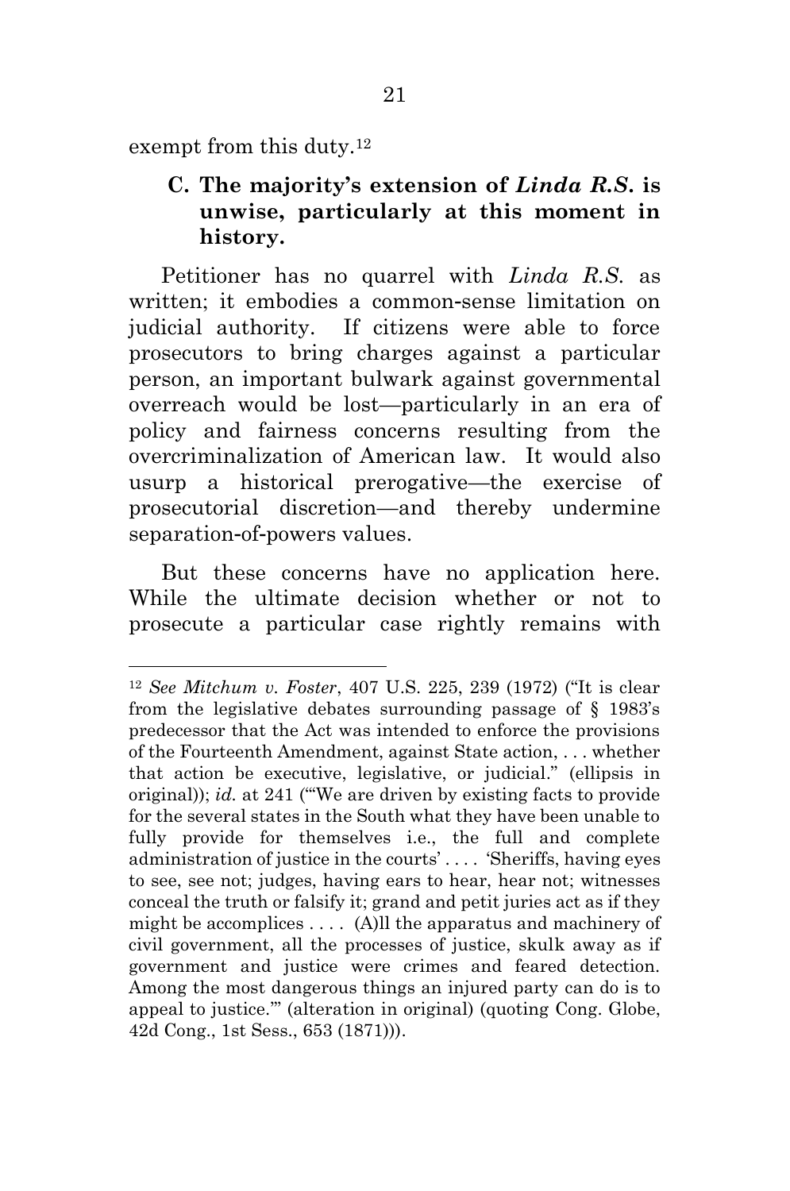exempt from this duty.[12]

### C. The majority's extension of *Linda R.S.* is unwise, particularly at this moment in history.

Petitioner has no quarrel with *Linda R.S.* as written; it embodies a common-sense limitation on judicial authority. If citizens were able to force prosecutors to bring charges against a particular person, an important bulwark against governmental overreach would be lost—particularly in an era of policy and fairness concerns resulting from the overcriminalization of American law. It would also usurp a historical prerogative—the exercise of prosecutorial discretion—and thereby undermine separation-of-powers values.

But these concerns have no application here. While the ultimate decision whether or not to prosecute a particular case rightly remains with

---

[12] *See Mitchum v. Foster*, 407 U.S. 225, 239 (1972) ("It is clear from the legislative debates surrounding passage of § 1983's predecessor that the Act was intended to enforce the provisions of the Fourteenth Amendment, against State action, . . . whether that action be executive, legislative, or judicial." (ellipsis in original)); *id.* at 241 ("'We are driven by existing facts to provide for the several states in the South what they have been unable to fully provide for themselves i.e., the full and complete administration of justice in the courts' . . . . 'Sheriffs, having eyes to see, see not; judges, having ears to hear, hear not; witnesses conceal the truth or falsify it; grand and petit juries act as if they might be accomplices . . . . (A)ll the apparatus and machinery of civil government, all the processes of justice, skulk away as if government and justice were crimes and feared detection. Among the most dangerous things an injured party can do is to appeal to justice.'" (alteration in original) (quoting Cong. Globe, 42d Cong., 1st Sess., 653 (1871))).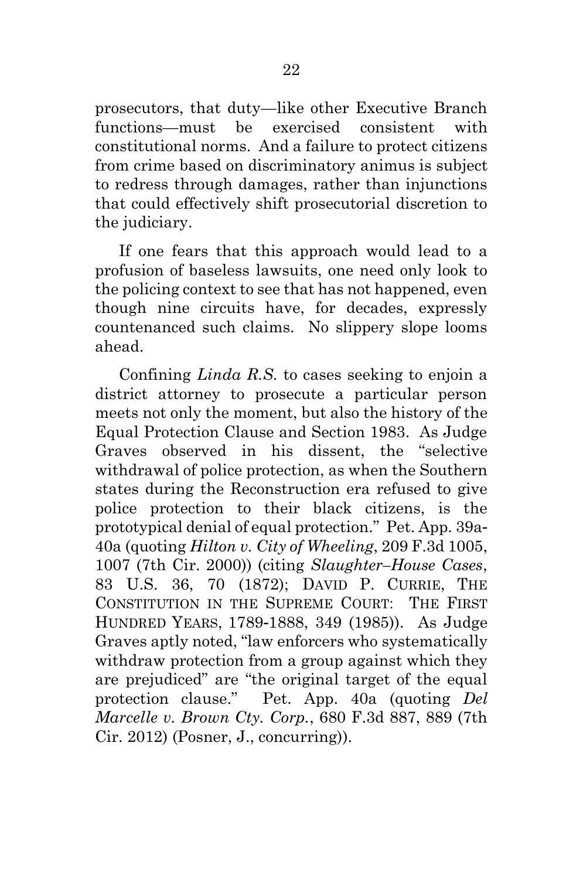prosecutors, that duty—like other Executive Branch functions—must be exercised consistent with constitutional norms. And a failure to protect citizens from crime based on discriminatory animus is subject to redress through damages, rather than injunctions that could effectively shift prosecutorial discretion to the judiciary.

If one fears that this approach would lead to a profusion of baseless lawsuits, one need only look to the policing context to see that has not happened, even though nine circuits have, for decades, expressly countenanced such claims. No slippery slope looms ahead.

Confining *Linda R.S.* to cases seeking to enjoin a district attorney to prosecute a particular person meets not only the moment, but also the history of the Equal Protection Clause and Section 1983. As Judge Graves observed in his dissent, the "selective withdrawal of police protection, as when the Southern states during the Reconstruction era refused to give police protection to their black citizens, is the prototypical denial of equal protection." Pet. App. 39a-40a (quoting *Hilton v. City of Wheeling*, 209 F.3d 1005, 1007 (7th Cir. 2000)) (citing *Slaughter–House Cases*, 83 U.S. 36, 70 (1872); DAVID P. CURRIE, THE CONSTITUTION IN THE SUPREME COURT: THE FIRST HUNDRED YEARS, 1789-1888, 349 (1985)). As Judge Graves aptly noted, "law enforcers who systematically withdraw protection from a group against which they are prejudiced" are "the original target of the equal protection clause." Pet. App. 40a (quoting *Del Marcelle v. Brown Cty. Corp.*, 680 F.3d 887, 889 (7th Cir. 2012) (Posner, J., concurring)).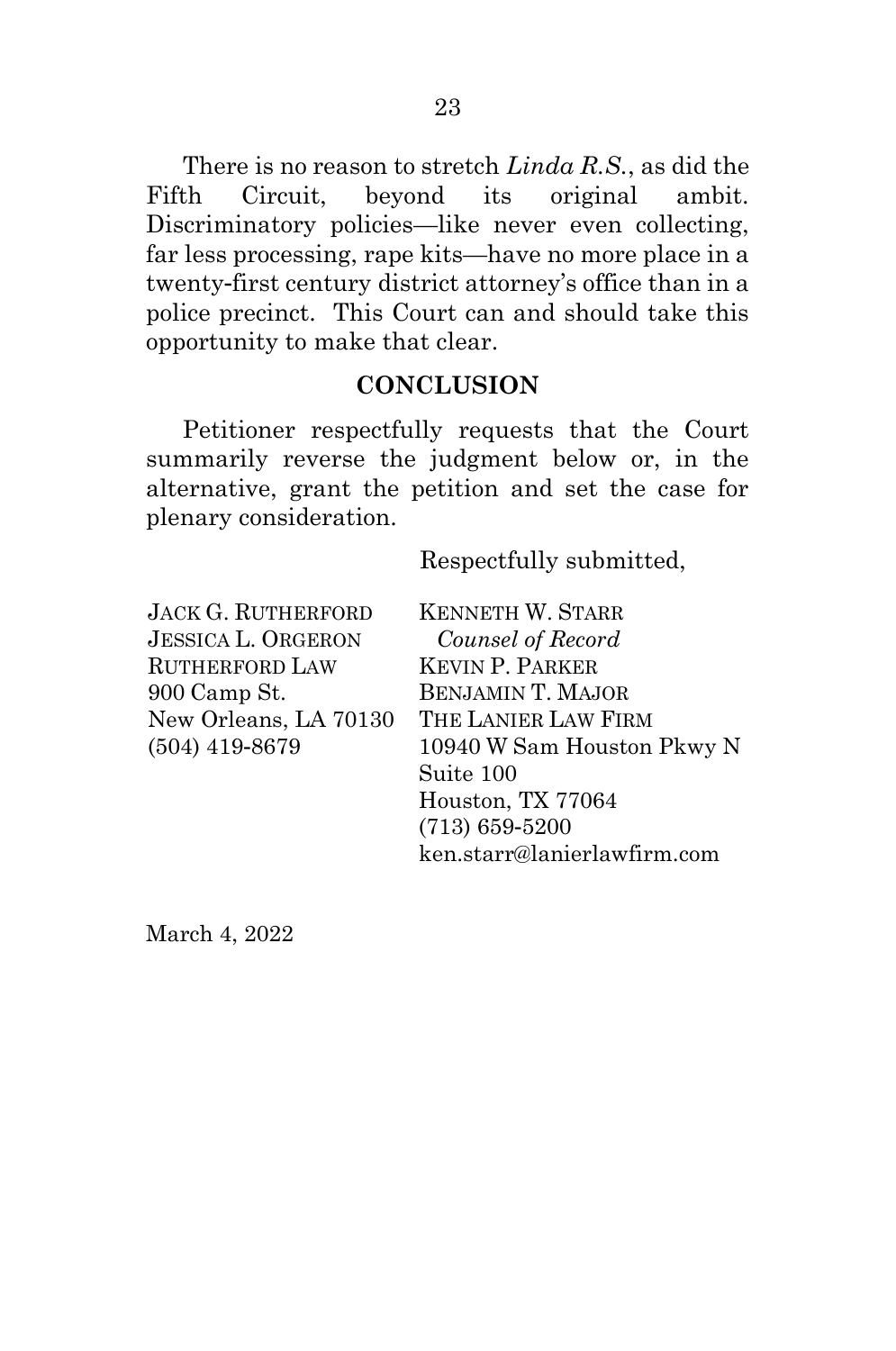There is no reason to stretch *Linda R.S.*, as did the Fifth Circuit, beyond its original ambit. Discriminatory policies—like never even collecting, far less processing, rape kits—have no more place in a twenty-first century district attorney's office than in a police precinct. This Court can and should take this opportunity to make that clear.

## CONCLUSION

Petitioner respectfully requests that the Court summarily reverse the judgment below or, in the alternative, grant the petition and set the case for plenary consideration.

Respectfully submitted,

KENNETH W. STARR
*Counsel of Record*
KEVIN P. PARKER
BENJAMIN T. MAJOR
THE LANIER LAW FIRM
10940 W Sam Houston Pkwy N
Suite 100
Houston, TX 77064
(713) 659-5200
ken.starr@lanierlawfirm.com

JACK G. RUTHERFORD
JESSICA L. ORGERON
RUTHERFORD LAW
900 Camp St.
New Orleans, LA 70130
(504) 419-8679

March 4, 2022